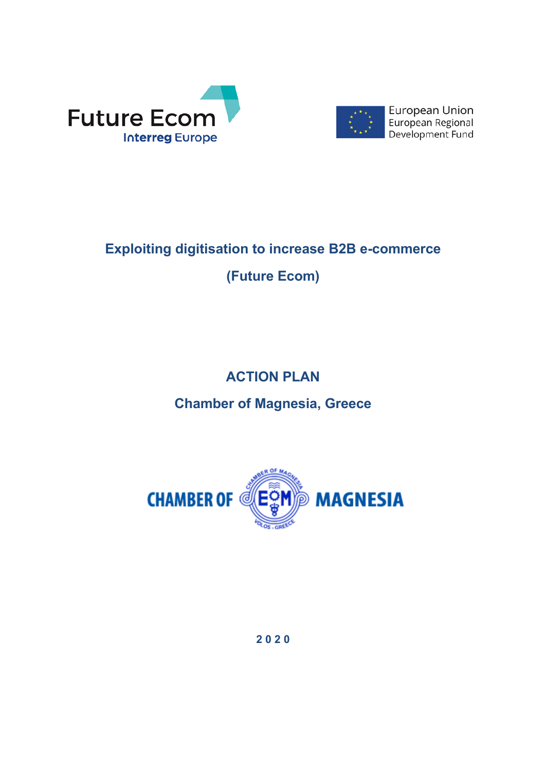Future Ecom
Interreg Europe

European Union
European Regional Development Fund

# Exploiting digitisation to increase B2B e-commerce

# (Future Ecom)

## ACTION PLAN

## Chamber of Magnesia, Greece

CHAMBER OF MAGNESIA

**2020**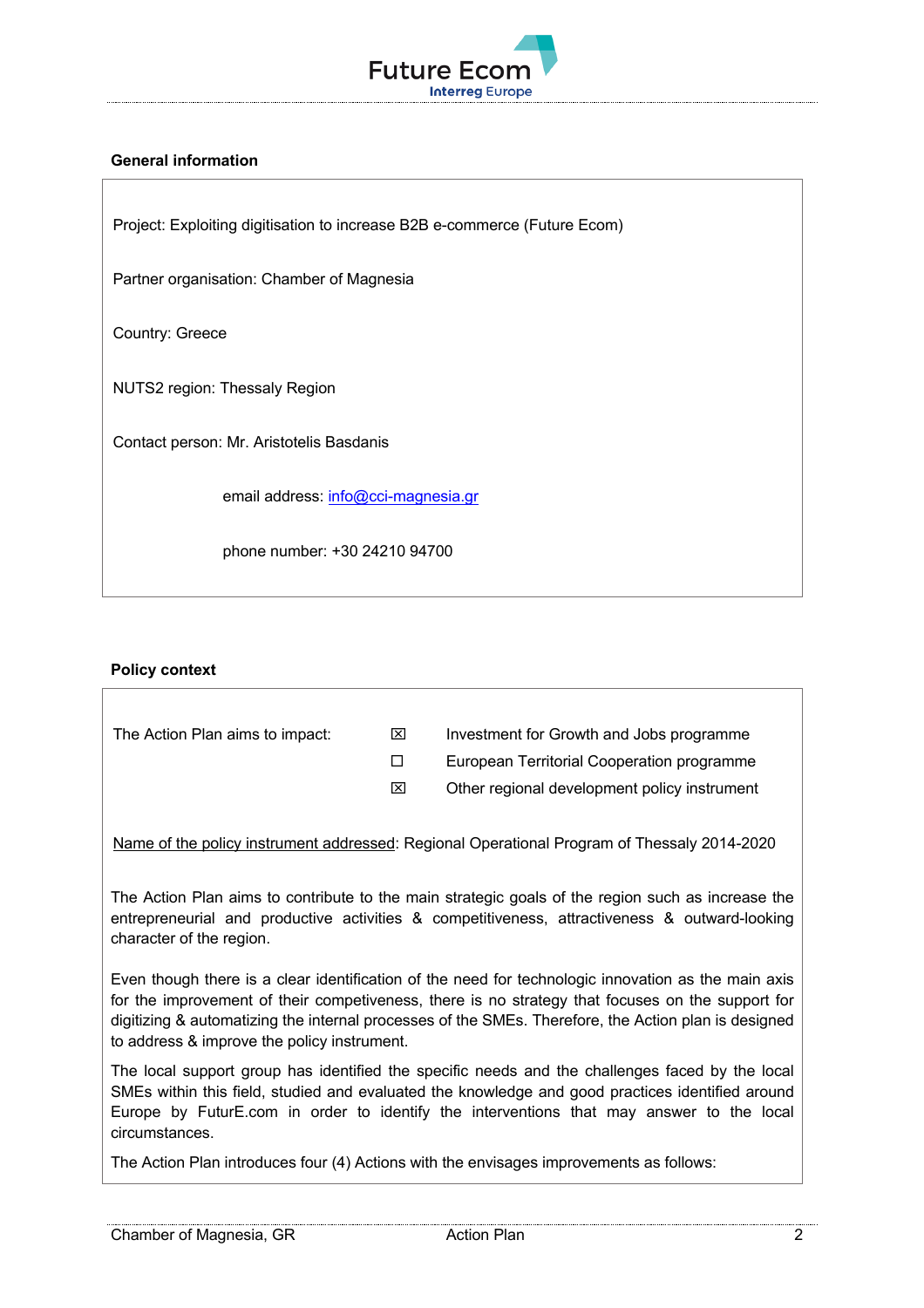## General information

Project: Exploiting digitisation to increase B2B e-commerce (Future Ecom)

Partner organisation: Chamber of Magnesia

Country: Greece

NUTS2 region: Thessaly Region

Contact person: Mr. Aristotelis Basdanis

email address: info@cci-magnesia.gr

phone number: +30 24210 94700

## Policy context

The Action Plan aims to impact:

- ☒ Investment for Growth and Jobs programme
- ☐ European Territorial Cooperation programme
- ☒ Other regional development policy instrument

Name of the policy instrument addressed: Regional Operational Program of Thessaly 2014-2020

The Action Plan aims to contribute to the main strategic goals of the region such as increase the entrepreneurial and productive activities & competitiveness, attractiveness & outward-looking character of the region.

Even though there is a clear identification of the need for technologic innovation as the main axis for the improvement of their competiveness, there is no strategy that focuses on the support for digitizing & automatizing the internal processes of the SMEs. Therefore, the Action plan is designed to address & improve the policy instrument.

The local support group has identified the specific needs and the challenges faced by the local SMEs within this field, studied and evaluated the knowledge and good practices identified around Europe by FuturE.com in order to identify the interventions that may answer to the local circumstances.

The Action Plan introduces four (4) Actions with the envisages improvements as follows: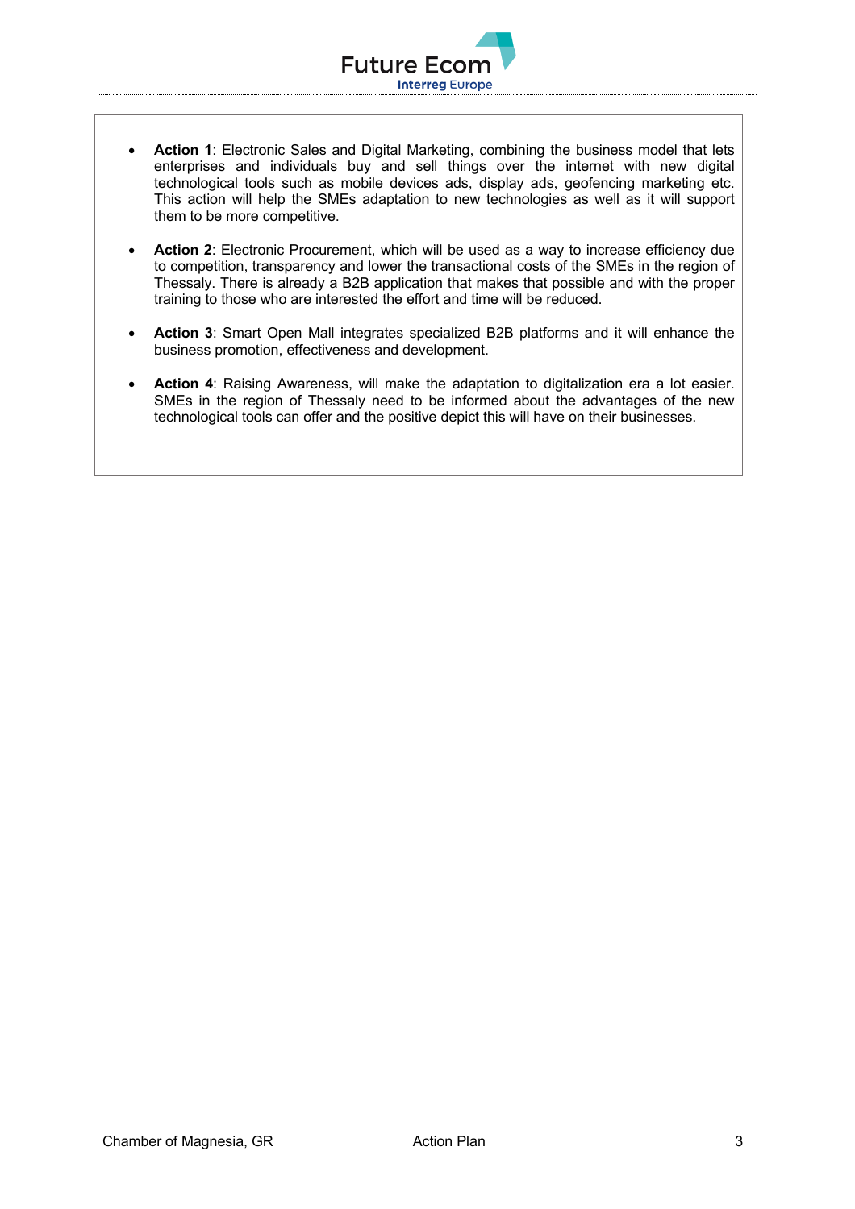- **Action 1**: Electronic Sales and Digital Marketing, combining the business model that lets enterprises and individuals buy and sell things over the internet with new digital technological tools such as mobile devices ads, display ads, geofencing marketing etc. This action will help the SMEs adaptation to new technologies as well as it will support them to be more competitive.

- **Action 2**: Electronic Procurement, which will be used as a way to increase efficiency due to competition, transparency and lower the transactional costs of the SMEs in the region of Thessaly. There is already a B2B application that makes that possible and with the proper training to those who are interested the effort and time will be reduced.

- **Action 3**: Smart Open Mall integrates specialized B2B platforms and it will enhance the business promotion, effectiveness and development.

- **Action 4**: Raising Awareness, will make the adaptation to digitalization era a lot easier. SMEs in the region of Thessaly need to be informed about the advantages of the new technological tools can offer and the positive depict this will have on their businesses.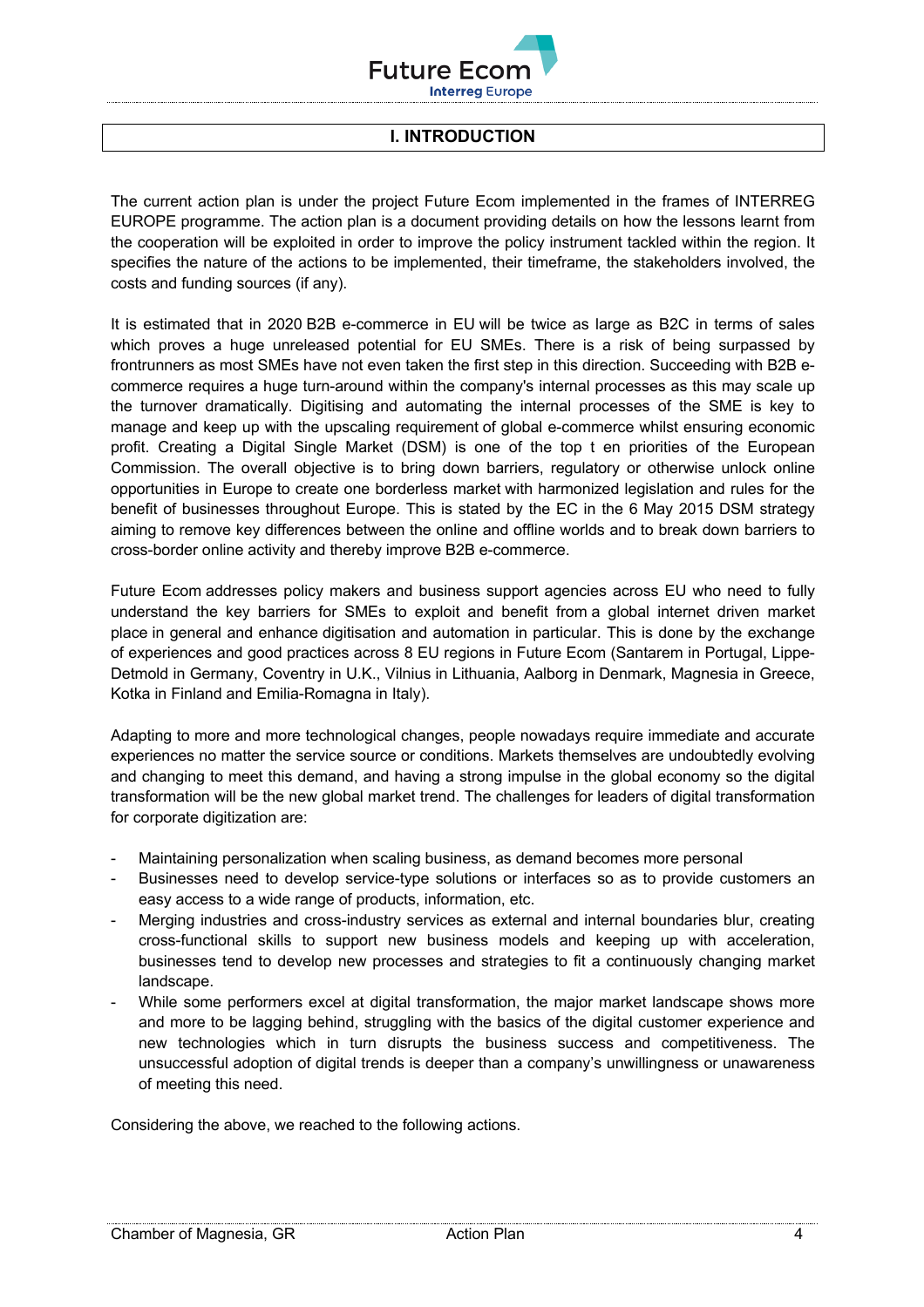# I. INTRODUCTION

The current action plan is under the project Future Ecom implemented in the frames of INTERREG EUROPE programme. The action plan is a document providing details on how the lessons learnt from the cooperation will be exploited in order to improve the policy instrument tackled within the region. It specifies the nature of the actions to be implemented, their timeframe, the stakeholders involved, the costs and funding sources (if any).

It is estimated that in 2020 B2B e-commerce in EU will be twice as large as B2C in terms of sales which proves a huge unreleased potential for EU SMEs. There is a risk of being surpassed by frontrunners as most SMEs have not even taken the first step in this direction. Succeeding with B2B e-commerce requires a huge turn-around within the company's internal processes as this may scale up the turnover dramatically. Digitising and automating the internal processes of the SME is key to manage and keep up with the upscaling requirement of global e-commerce whilst ensuring economic profit. Creating a Digital Single Market (DSM) is one of the top t en priorities of the European Commission. The overall objective is to bring down barriers, regulatory or otherwise unlock online opportunities in Europe to create one borderless market with harmonized legislation and rules for the benefit of businesses throughout Europe. This is stated by the EC in the 6 May 2015 DSM strategy aiming to remove key differences between the online and offline worlds and to break down barriers to cross-border online activity and thereby improve B2B e-commerce.

Future Ecom addresses policy makers and business support agencies across EU who need to fully understand the key barriers for SMEs to exploit and benefit from a global internet driven market place in general and enhance digitisation and automation in particular. This is done by the exchange of experiences and good practices across 8 EU regions in Future Ecom (Santarem in Portugal, Lippe-Detmold in Germany, Coventry in U.K., Vilnius in Lithuania, Aalborg in Denmark, Magnesia in Greece, Kotka in Finland and Emilia-Romagna in Italy).

Adapting to more and more technological changes, people nowadays require immediate and accurate experiences no matter the service source or conditions. Markets themselves are undoubtedly evolving and changing to meet this demand, and having a strong impulse in the global economy so the digital transformation will be the new global market trend. The challenges for leaders of digital transformation for corporate digitization are:

- Maintaining personalization when scaling business, as demand becomes more personal
- Businesses need to develop service-type solutions or interfaces so as to provide customers an easy access to a wide range of products, information, etc.
- Merging industries and cross-industry services as external and internal boundaries blur, creating cross-functional skills to support new business models and keeping up with acceleration, businesses tend to develop new processes and strategies to fit a continuously changing market landscape.
- While some performers excel at digital transformation, the major market landscape shows more and more to be lagging behind, struggling with the basics of the digital customer experience and new technologies which in turn disrupts the business success and competitiveness. The unsuccessful adoption of digital trends is deeper than a company's unwillingness or unawareness of meeting this need.

Considering the above, we reached to the following actions.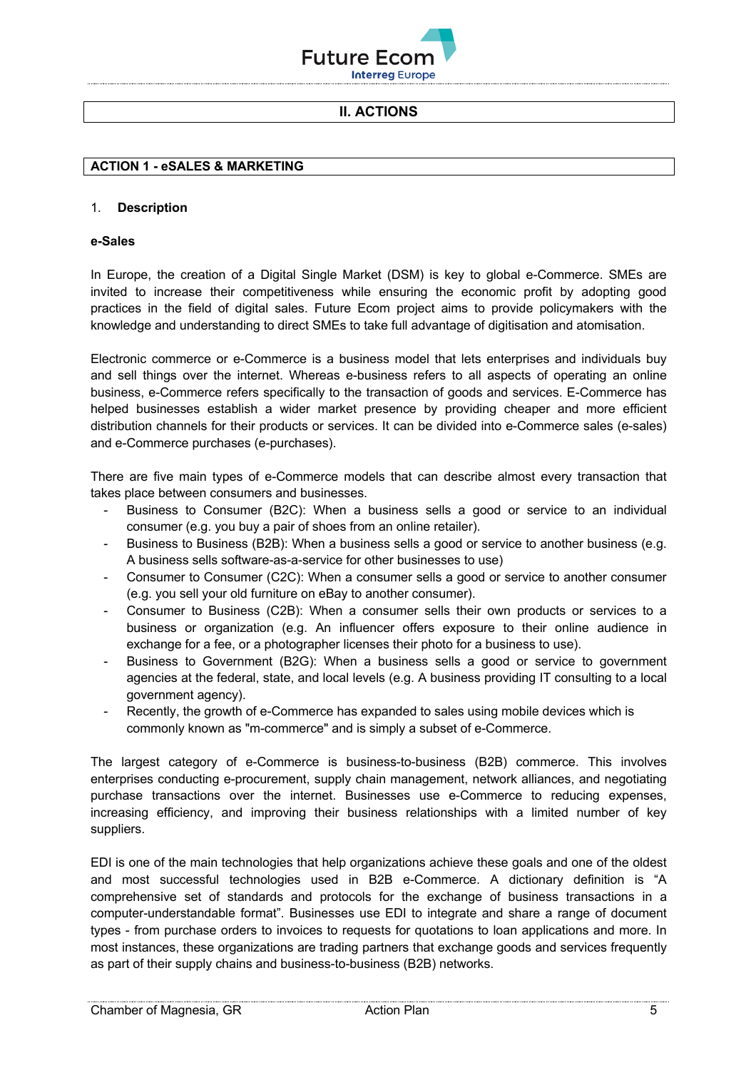## II. ACTIONS

### ACTION 1 - eSALES & MARKETING

1. **Description**

**e-Sales**

In Europe, the creation of a Digital Single Market (DSM) is key to global e-Commerce. SMEs are invited to increase their competitiveness while ensuring the economic profit by adopting good practices in the field of digital sales. Future Ecom project aims to provide policymakers with the knowledge and understanding to direct SMEs to take full advantage of digitisation and atomisation.

Electronic commerce or e-Commerce is a business model that lets enterprises and individuals buy and sell things over the internet. Whereas e-business refers to all aspects of operating an online business, e-Commerce refers specifically to the transaction of goods and services. E-Commerce has helped businesses establish a wider market presence by providing cheaper and more efficient distribution channels for their products or services. It can be divided into e-Commerce sales (e-sales) and e-Commerce purchases (e-purchases).

There are five main types of e-Commerce models that can describe almost every transaction that takes place between consumers and businesses.

- Business to Consumer (B2C): When a business sells a good or service to an individual consumer (e.g. you buy a pair of shoes from an online retailer).
- Business to Business (B2B): When a business sells a good or service to another business (e.g. A business sells software-as-a-service for other businesses to use)
- Consumer to Consumer (C2C): When a consumer sells a good or service to another consumer (e.g. you sell your old furniture on eBay to another consumer).
- Consumer to Business (C2B): When a consumer sells their own products or services to a business or organization (e.g. An influencer offers exposure to their online audience in exchange for a fee, or a photographer licenses their photo for a business to use).
- Business to Government (B2G): When a business sells a good or service to government agencies at the federal, state, and local levels (e.g. A business providing IT consulting to a local government agency).
- Recently, the growth of e-Commerce has expanded to sales using mobile devices which is commonly known as "m-commerce" and is simply a subset of e-Commerce.

The largest category of e-Commerce is business-to-business (B2B) commerce. This involves enterprises conducting e-procurement, supply chain management, network alliances, and negotiating purchase transactions over the internet. Businesses use e-Commerce to reducing expenses, increasing efficiency, and improving their business relationships with a limited number of key suppliers.

EDI is one of the main technologies that help organizations achieve these goals and one of the oldest and most successful technologies used in B2B e-Commerce. A dictionary definition is "A comprehensive set of standards and protocols for the exchange of business transactions in a computer-understandable format". Businesses use EDI to integrate and share a range of document types - from purchase orders to invoices to requests for quotations to loan applications and more. In most instances, these organizations are trading partners that exchange goods and services frequently as part of their supply chains and business-to-business (B2B) networks.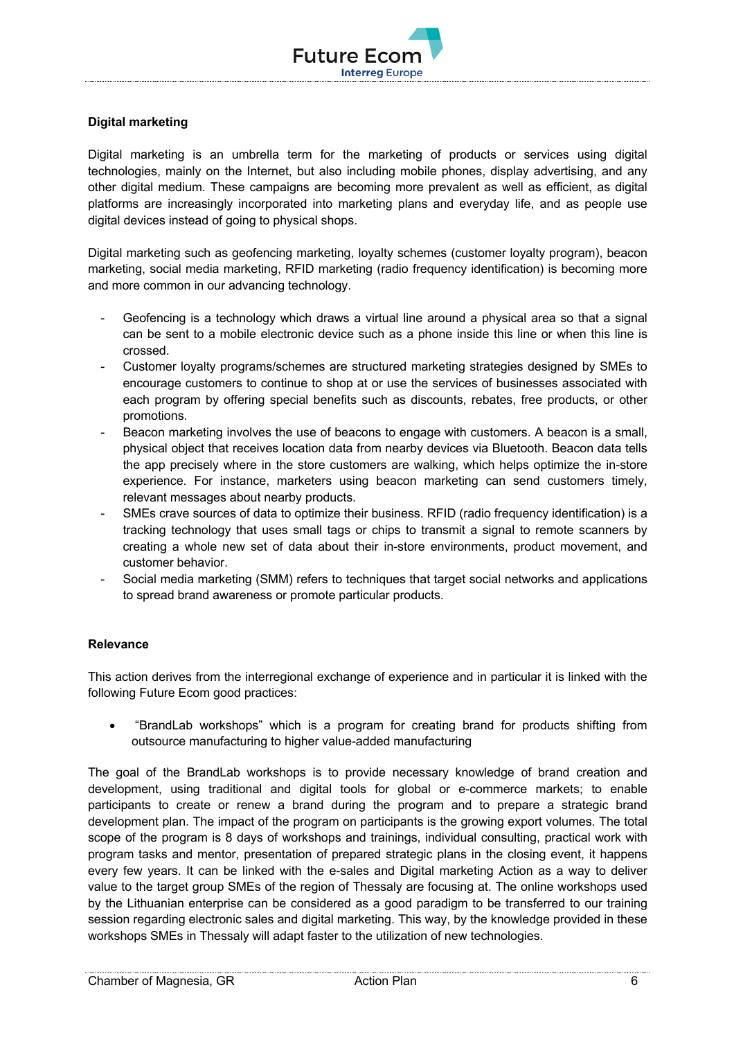**Digital marketing**

Digital marketing is an umbrella term for the marketing of products or services using digital technologies, mainly on the Internet, but also including mobile phones, display advertising, and any other digital medium. These campaigns are becoming more prevalent as well as efficient, as digital platforms are increasingly incorporated into marketing plans and everyday life, and as people use digital devices instead of going to physical shops.

Digital marketing such as geofencing marketing, loyalty schemes (customer loyalty program), beacon marketing, social media marketing, RFID marketing (radio frequency identification) is becoming more and more common in our advancing technology.

- Geofencing is a technology which draws a virtual line around a physical area so that a signal can be sent to a mobile electronic device such as a phone inside this line or when this line is crossed.
- Customer loyalty programs/schemes are structured marketing strategies designed by SMEs to encourage customers to continue to shop at or use the services of businesses associated with each program by offering special benefits such as discounts, rebates, free products, or other promotions.
- Beacon marketing involves the use of beacons to engage with customers. A beacon is a small, physical object that receives location data from nearby devices via Bluetooth. Beacon data tells the app precisely where in the store customers are walking, which helps optimize the in-store experience. For instance, marketers using beacon marketing can send customers timely, relevant messages about nearby products.
- SMEs crave sources of data to optimize their business. RFID (radio frequency identification) is a tracking technology that uses small tags or chips to transmit a signal to remote scanners by creating a whole new set of data about their in-store environments, product movement, and customer behavior.
- Social media marketing (SMM) refers to techniques that target social networks and applications to spread brand awareness or promote particular products.

**Relevance**

This action derives from the interregional exchange of experience and in particular it is linked with the following Future Ecom good practices:

- "BrandLab workshops" which is a program for creating brand for products shifting from outsource manufacturing to higher value-added manufacturing

The goal of the BrandLab workshops is to provide necessary knowledge of brand creation and development, using traditional and digital tools for global or e-commerce markets; to enable participants to create or renew a brand during the program and to prepare a strategic brand development plan. The impact of the program on participants is the growing export volumes. The total scope of the program is 8 days of workshops and trainings, individual consulting, practical work with program tasks and mentor, presentation of prepared strategic plans in the closing event, it happens every few years. It can be linked with the e-sales and Digital marketing Action as a way to deliver value to the target group SMEs of the region of Thessaly are focusing at. The online workshops used by the Lithuanian enterprise can be considered as a good paradigm to be transferred to our training session regarding electronic sales and digital marketing. This way, by the knowledge provided in these workshops SMEs in Thessaly will adapt faster to the utilization of new technologies.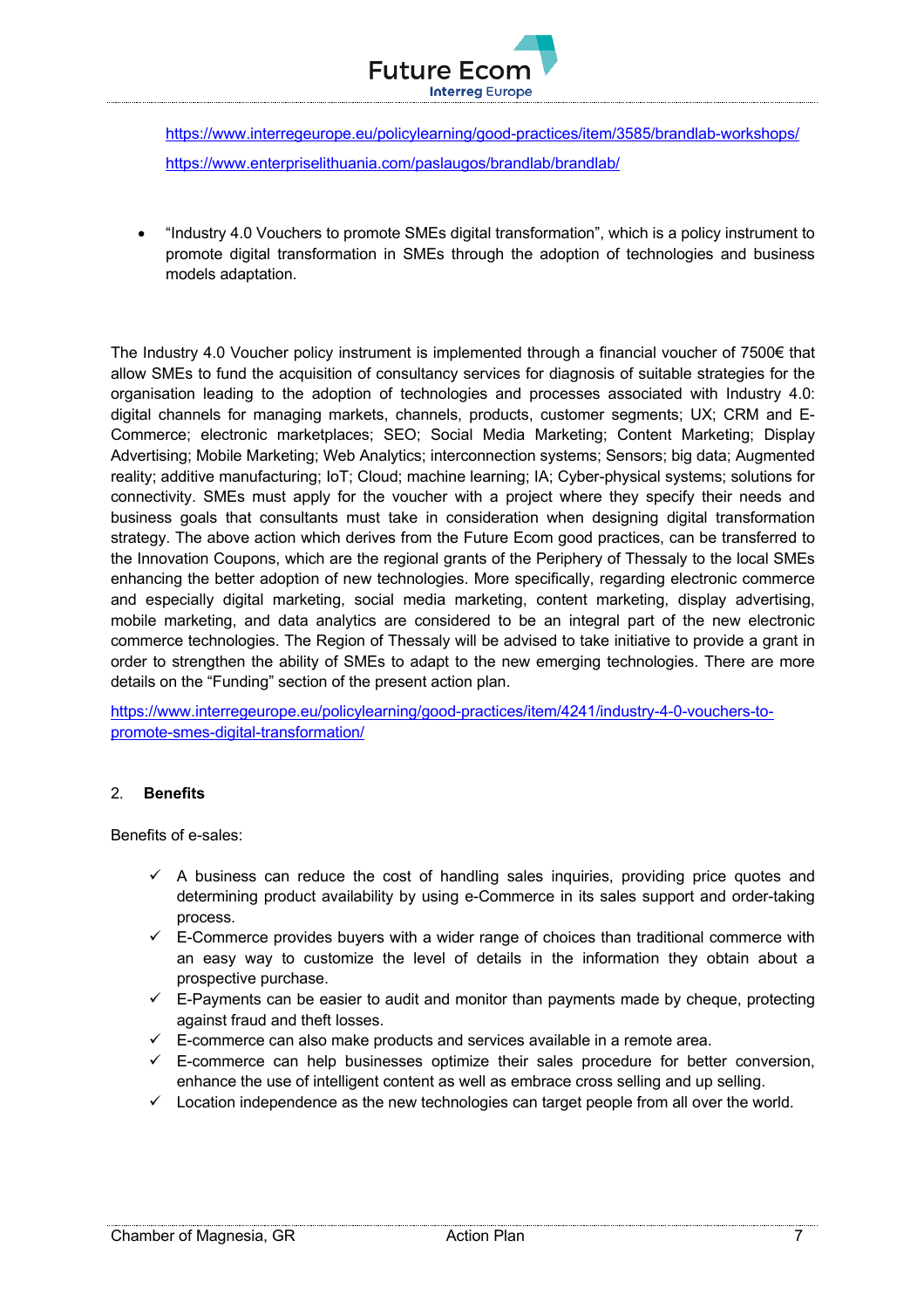https://www.interregeurope.eu/policylearning/good-practices/item/3585/brandlab-workshops/

https://www.enterpriselithuania.com/paslaugos/brandlab/brandlab/

- "Industry 4.0 Vouchers to promote SMEs digital transformation", which is a policy instrument to promote digital transformation in SMEs through the adoption of technologies and business models adaptation.

The Industry 4.0 Voucher policy instrument is implemented through a financial voucher of 7500€ that allow SMEs to fund the acquisition of consultancy services for diagnosis of suitable strategies for the organisation leading to the adoption of technologies and processes associated with Industry 4.0: digital channels for managing markets, channels, products, customer segments; UX; CRM and E-Commerce; electronic marketplaces; SEO; Social Media Marketing; Content Marketing; Display Advertising; Mobile Marketing; Web Analytics; interconnection systems; Sensors; big data; Augmented reality; additive manufacturing; IoT; Cloud; machine learning; IA; Cyber-physical systems; solutions for connectivity. SMEs must apply for the voucher with a project where they specify their needs and business goals that consultants must take in consideration when designing digital transformation strategy. The above action which derives from the Future Ecom good practices, can be transferred to the Innovation Coupons, which are the regional grants of the Periphery of Thessaly to the local SMEs enhancing the better adoption of new technologies. More specifically, regarding electronic commerce and especially digital marketing, social media marketing, content marketing, display advertising, mobile marketing, and data analytics are considered to be an integral part of the new electronic commerce technologies. The Region of Thessaly will be advised to take initiative to provide a grant in order to strengthen the ability of SMEs to adapt to the new emerging technologies. There are more details on the "Funding" section of the present action plan.

https://www.interregeurope.eu/policylearning/good-practices/item/4241/industry-4-0-vouchers-to-promote-smes-digital-transformation/

## 2. Benefits

Benefits of e-sales:

- ✓ A business can reduce the cost of handling sales inquiries, providing price quotes and determining product availability by using e-Commerce in its sales support and order-taking process.
- ✓ E-Commerce provides buyers with a wider range of choices than traditional commerce with an easy way to customize the level of details in the information they obtain about a prospective purchase.
- ✓ E-Payments can be easier to audit and monitor than payments made by cheque, protecting against fraud and theft losses.
- ✓ E-commerce can also make products and services available in a remote area.
- ✓ E-commerce can help businesses optimize their sales procedure for better conversion, enhance the use of intelligent content as well as embrace cross selling and up selling.
- ✓ Location independence as the new technologies can target people from all over the world.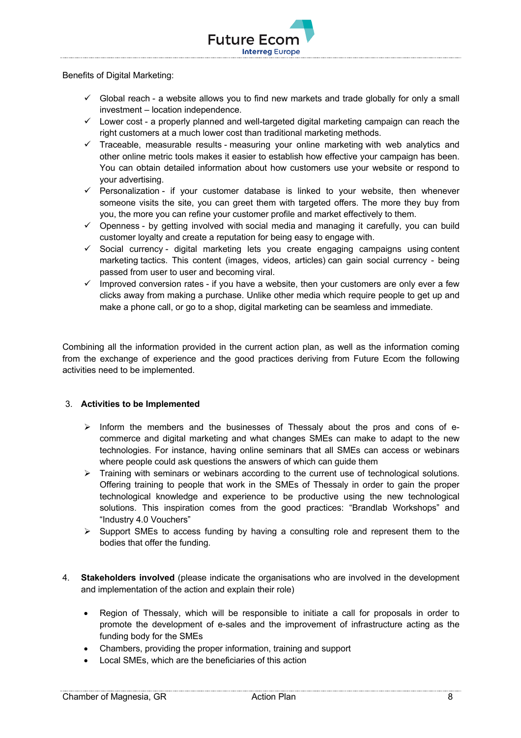Benefits of Digital Marketing:

- ✓ Global reach - a website allows you to find new markets and trade globally for only a small investment – location independence.
- ✓ Lower cost - a properly planned and well-targeted digital marketing campaign can reach the right customers at a much lower cost than traditional marketing methods.
- ✓ Traceable, measurable results - measuring your online marketing with web analytics and other online metric tools makes it easier to establish how effective your campaign has been. You can obtain detailed information about how customers use your website or respond to your advertising.
- ✓ Personalization - if your customer database is linked to your website, then whenever someone visits the site, you can greet them with targeted offers. The more they buy from you, the more you can refine your customer profile and market effectively to them.
- ✓ Openness - by getting involved with social media and managing it carefully, you can build customer loyalty and create a reputation for being easy to engage with.
- ✓ Social currency - digital marketing lets you create engaging campaigns using content marketing tactics. This content (images, videos, articles) can gain social currency - being passed from user to user and becoming viral.
- ✓ Improved conversion rates - if you have a website, then your customers are only ever a few clicks away from making a purchase. Unlike other media which require people to get up and make a phone call, or go to a shop, digital marketing can be seamless and immediate.

Combining all the information provided in the current action plan, as well as the information coming from the exchange of experience and the good practices deriving from Future Ecom the following activities need to be implemented.

## 3. Activities to be Implemented

- ➢ Inform the members and the businesses of Thessaly about the pros and cons of e-commerce and digital marketing and what changes SMEs can make to adapt to the new technologies. For instance, having online seminars that all SMEs can access or webinars where people could ask questions the answers of which can guide them
- ➢ Training with seminars or webinars according to the current use of technological solutions. Offering training to people that work in the SMEs of Thessaly in order to gain the proper technological knowledge and experience to be productive using the new technological solutions. This inspiration comes from the good practices: “Brandlab Workshops” and “Industry 4.0 Vouchers”
- ➢ Support SMEs to access funding by having a consulting role and represent them to the bodies that offer the funding.

## 4. **Stakeholders involved** (please indicate the organisations who are involved in the development and implementation of the action and explain their role)

- Region of Thessaly, which will be responsible to initiate a call for proposals in order to promote the development of e-sales and the improvement of infrastructure acting as the funding body for the SMEs
- Chambers, providing the proper information, training and support
- Local SMEs, which are the beneficiaries of this action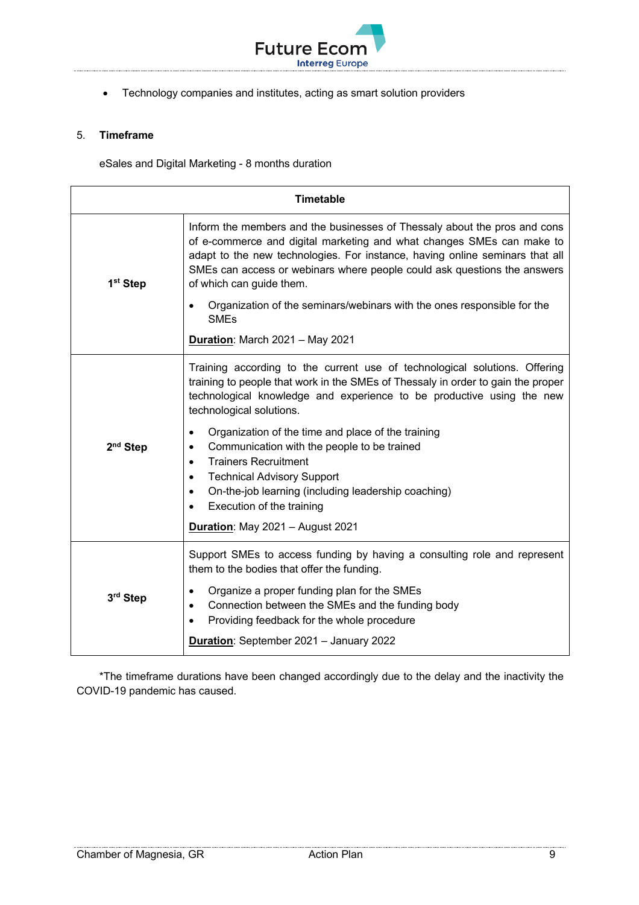- Technology companies and institutes, acting as smart solution providers

## 5. Timeframe

eSales and Digital Marketing - 8 months duration

| Timetable | |
|---|---|
| 1st Step | Inform the members and the businesses of Thessaly about the pros and cons of e-commerce and digital marketing and what changes SMEs can make to adapt to the new technologies. For instance, having online seminars that all SMEs can access or webinars where people could ask questions the answers of which can guide them.<br><br>• Organization of the seminars/webinars with the ones responsible for the SMEs<br><br>**Duration**: March 2021 – May 2021 |
| 2nd Step | Training according to the current use of technological solutions. Offering training to people that work in the SMEs of Thessaly in order to gain the proper technological knowledge and experience to be productive using the new technological solutions.<br><br>• Organization of the time and place of the training<br>• Communication with the people to be trained<br>• Trainers Recruitment<br>• Technical Advisory Support<br>• On-the-job learning (including leadership coaching)<br>• Execution of the training<br><br>**Duration**: May 2021 – August 2021 |
| 3rd Step | Support SMEs to access funding by having a consulting role and represent them to the bodies that offer the funding.<br><br>• Organize a proper funding plan for the SMEs<br>• Connection between the SMEs and the funding body<br>• Providing feedback for the whole procedure<br><br>**Duration**: September 2021 – January 2022 |

*The timeframe durations have been changed accordingly due to the delay and the inactivity the COVID-19 pandemic has caused.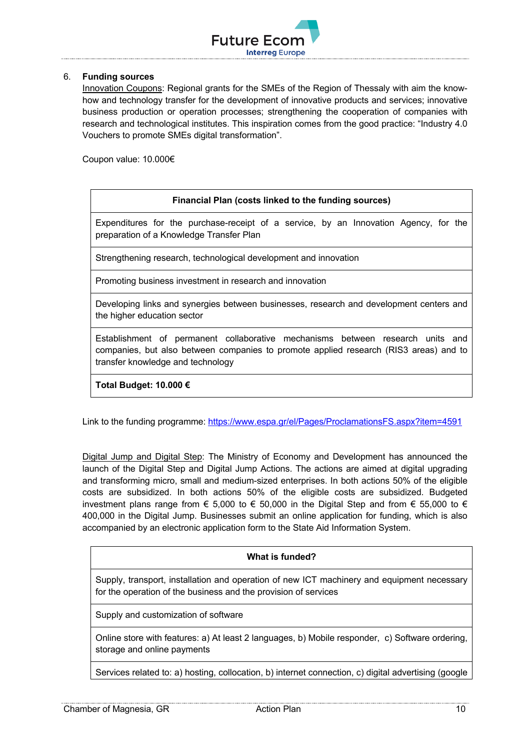6. **Funding sources**

Innovation Coupons: Regional grants for the SMEs of the Region of Thessaly with aim the know-how and technology transfer for the development of innovative products and services; innovative business production or operation processes; strengthening the cooperation of companies with research and technological institutes. This inspiration comes from the good practice: "Industry 4.0 Vouchers to promote SMEs digital transformation".

Coupon value: 10.000€

| Financial Plan (costs linked to the funding sources) |
|---|
| Expenditures for the purchase-receipt of a service, by an Innovation Agency, for the preparation of a Knowledge Transfer Plan |
| Strengthening research, technological development and innovation |
| Promoting business investment in research and innovation |
| Developing links and synergies between businesses, research and development centers and the higher education sector |
| Establishment of permanent collaborative mechanisms between research units and companies, but also between companies to promote applied research (RIS3 areas) and to transfer knowledge and technology |
| **Total Budget: 10.000 €** |

Link to the funding programme: https://www.espa.gr/el/Pages/ProclamationsFS.aspx?item=4591

Digital Jump and Digital Step: The Ministry of Economy and Development has announced the launch of the Digital Step and Digital Jump Actions. The actions are aimed at digital upgrading and transforming micro, small and medium-sized enterprises. In both actions 50% of the eligible costs are subsidized. In both actions 50% of the eligible costs are subsidized. Budgeted investment plans range from € 5,000 to € 50,000 in the Digital Step and from € 55,000 to € 400,000 in the Digital Jump. Businesses submit an online application for funding, which is also accompanied by an electronic application form to the State Aid Information System.

| What is funded? |
|---|
| Supply, transport, installation and operation of new ICT machinery and equipment necessary for the operation of the business and the provision of services |
| Supply and customization of software |
| Online store with features: a) At least 2 languages, b) Mobile responder, c) Software ordering, storage and online payments |
| Services related to: a) hosting, collocation, b) internet connection, c) digital advertising (google |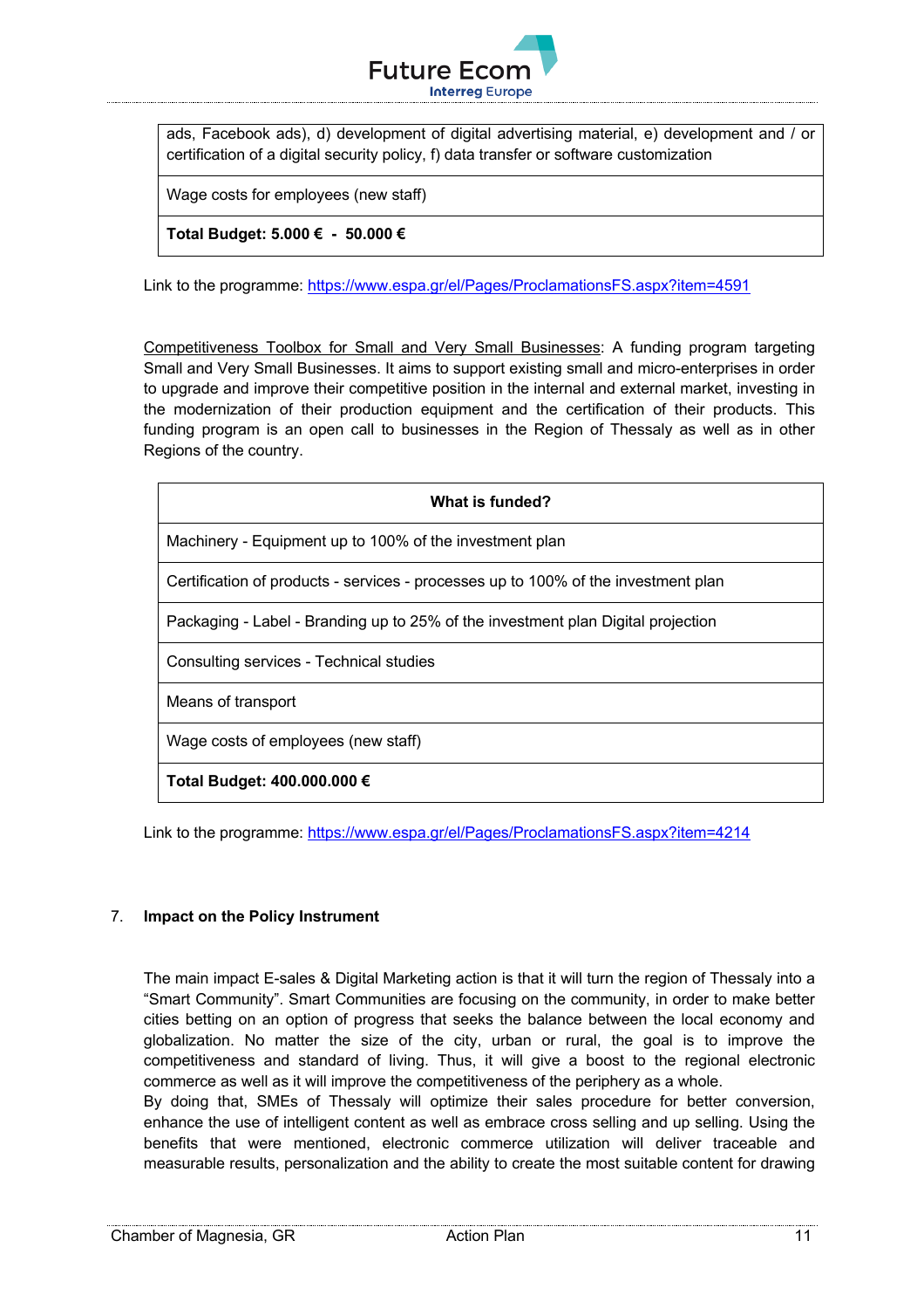| ads, Facebook ads), d) development of digital advertising material, e) development and / or certification of a digital security policy, f) data transfer or software customization |
|---|
| Wage costs for employees (new staff) |
| **Total Budget: 5.000 € - 50.000 €** |

Link to the programme: https://www.espa.gr/el/Pages/ProclamationsFS.aspx?item=4591

Competitiveness Toolbox for Small and Very Small Businesses: A funding program targeting Small and Very Small Businesses. It aims to support existing small and micro-enterprises in order to upgrade and improve their competitive position in the internal and external market, investing in the modernization of their production equipment and the certification of their products. This funding program is an open call to businesses in the Region of Thessaly as well as in other Regions of the country.

| **What is funded?** |
|---|
| Machinery - Equipment up to 100% of the investment plan |
| Certification of products - services - processes up to 100% of the investment plan |
| Packaging - Label - Branding up to 25% of the investment plan Digital projection |
| Consulting services - Technical studies |
| Means of transport |
| Wage costs of employees (new staff) |
| **Total Budget: 400.000.000 €** |

Link to the programme: https://www.espa.gr/el/Pages/ProclamationsFS.aspx?item=4214

## 7. Impact on the Policy Instrument

The main impact E-sales & Digital Marketing action is that it will turn the region of Thessaly into a "Smart Community". Smart Communities are focusing on the community, in order to make better cities betting on an option of progress that seeks the balance between the local economy and globalization. No matter the size of the city, urban or rural, the goal is to improve the competitiveness and standard of living. Thus, it will give a boost to the regional electronic commerce as well as it will improve the competitiveness of the periphery as a whole.
By doing that, SMEs of Thessaly will optimize their sales procedure for better conversion, enhance the use of intelligent content as well as embrace cross selling and up selling. Using the benefits that were mentioned, electronic commerce utilization will deliver traceable and measurable results, personalization and the ability to create the most suitable content for drawing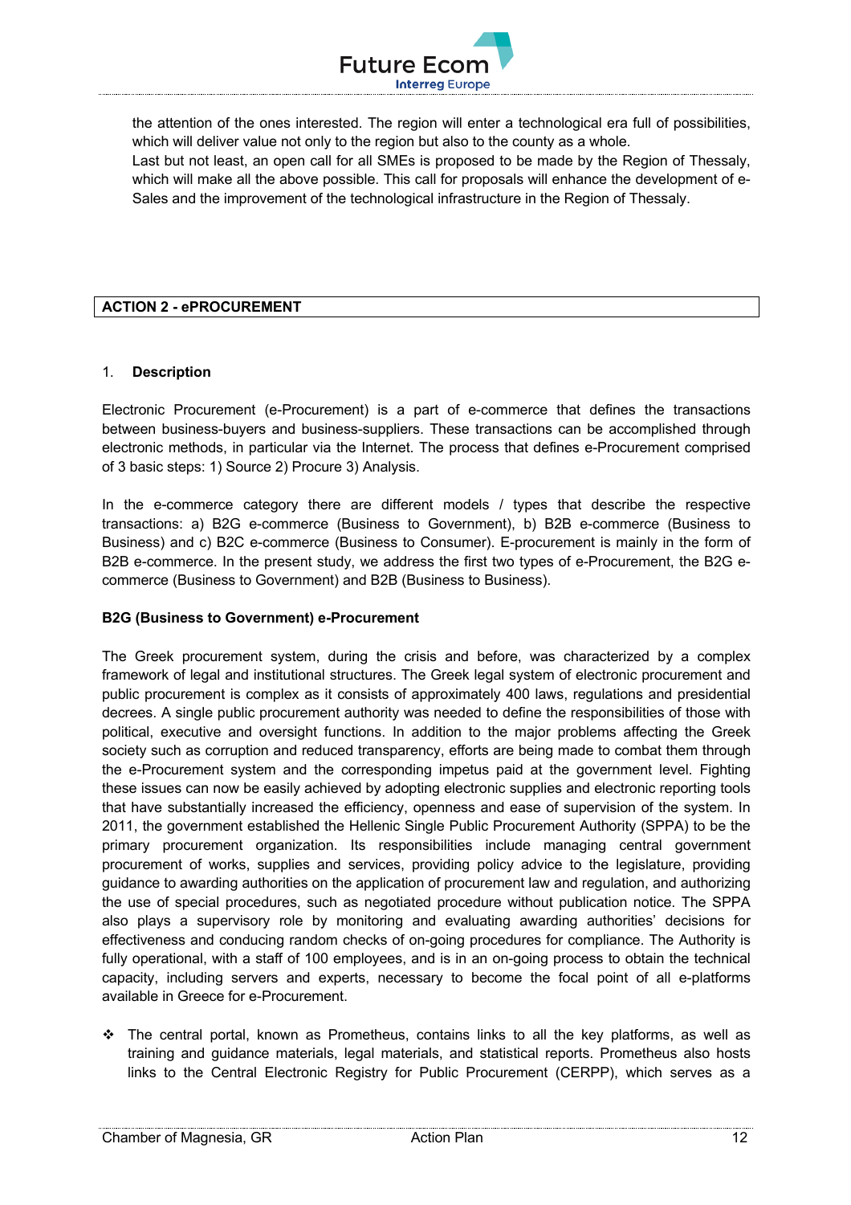the attention of the ones interested. The region will enter a technological era full of possibilities, which will deliver value not only to the region but also to the county as a whole.
Last but not least, an open call for all SMEs is proposed to be made by the Region of Thessaly, which will make all the above possible. This call for proposals will enhance the development of e-Sales and the improvement of the technological infrastructure in the Region of Thessaly.

## ACTION 2 - ePROCUREMENT

### 1. Description

Electronic Procurement (e-Procurement) is a part of e-commerce that defines the transactions between business-buyers and business-suppliers. These transactions can be accomplished through electronic methods, in particular via the Internet. The process that defines e-Procurement comprised of 3 basic steps: 1) Source 2) Procure 3) Analysis.

In the e-commerce category there are different models / types that describe the respective transactions: a) B2G e-commerce (Business to Government), b) B2B e-commerce (Business to Business) and c) B2C e-commerce (Business to Consumer). E-procurement is mainly in the form of B2B e-commerce. In the present study, we address the first two types of e-Procurement, the B2G e-commerce (Business to Government) and B2B (Business to Business).

**B2G (Business to Government) e-Procurement**

The Greek procurement system, during the crisis and before, was characterized by a complex framework of legal and institutional structures. The Greek legal system of electronic procurement and public procurement is complex as it consists of approximately 400 laws, regulations and presidential decrees. A single public procurement authority was needed to define the responsibilities of those with political, executive and oversight functions. In addition to the major problems affecting the Greek society such as corruption and reduced transparency, efforts are being made to combat them through the e-Procurement system and the corresponding impetus paid at the government level. Fighting these issues can now be easily achieved by adopting electronic supplies and electronic reporting tools that have substantially increased the efficiency, openness and ease of supervision of the system. In 2011, the government established the Hellenic Single Public Procurement Authority (SPPA) to be the primary procurement organization. Its responsibilities include managing central government procurement of works, supplies and services, providing policy advice to the legislature, providing guidance to awarding authorities on the application of procurement law and regulation, and authorizing the use of special procedures, such as negotiated procedure without publication notice. The SPPA also plays a supervisory role by monitoring and evaluating awarding authorities' decisions for effectiveness and conducing random checks of on-going procedures for compliance. The Authority is fully operational, with a staff of 100 employees, and is in an on-going process to obtain the technical capacity, including servers and experts, necessary to become the focal point of all e-platforms available in Greece for e-Procurement.

- The central portal, known as Prometheus, contains links to all the key platforms, as well as training and guidance materials, legal materials, and statistical reports. Prometheus also hosts links to the Central Electronic Registry for Public Procurement (CERPP), which serves as a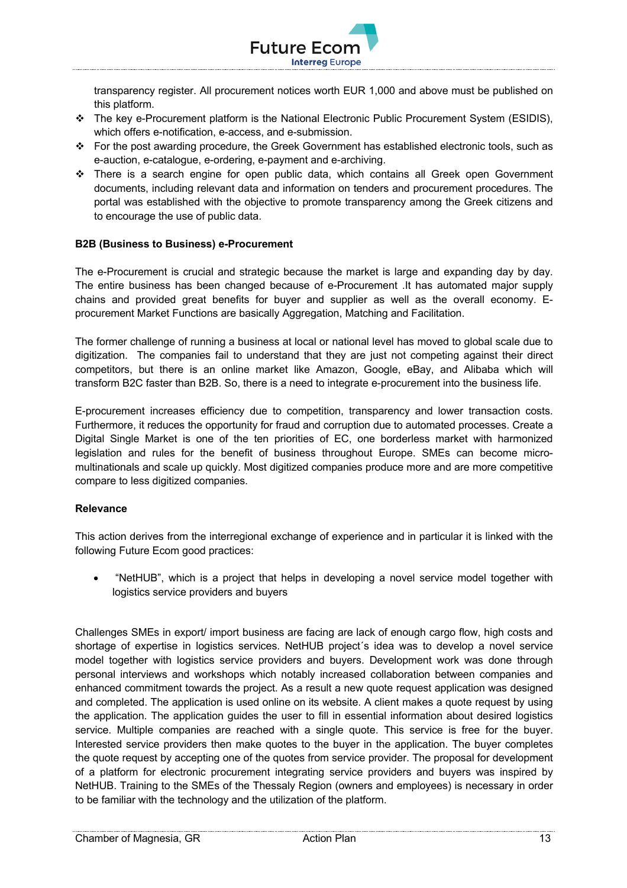transparency register. All procurement notices worth EUR 1,000 and above must be published on this platform.

- The key e-Procurement platform is the National Electronic Public Procurement System (ESIDIS), which offers e-notification, e-access, and e-submission.
- For the post awarding procedure, the Greek Government has established electronic tools, such as e-auction, e-catalogue, e-ordering, e-payment and e-archiving.
- There is a search engine for open public data, which contains all Greek open Government documents, including relevant data and information on tenders and procurement procedures. The portal was established with the objective to promote transparency among the Greek citizens and to encourage the use of public data.

**B2B (Business to Business) e-Procurement**

The e-Procurement is crucial and strategic because the market is large and expanding day by day. The entire business has been changed because of e-Procurement .It has automated major supply chains and provided great benefits for buyer and supplier as well as the overall economy. E-procurement Market Functions are basically Aggregation, Matching and Facilitation.

The former challenge of running a business at local or national level has moved to global scale due to digitization. The companies fail to understand that they are just not competing against their direct competitors, but there is an online market like Amazon, Google, eBay, and Alibaba which will transform B2C faster than B2B. So, there is a need to integrate e-procurement into the business life.

E-procurement increases efficiency due to competition, transparency and lower transaction costs. Furthermore, it reduces the opportunity for fraud and corruption due to automated processes. Create a Digital Single Market is one of the ten priorities of EC, one borderless market with harmonized legislation and rules for the benefit of business throughout Europe. SMEs can become micro-multinationals and scale up quickly. Most digitized companies produce more and are more competitive compare to less digitized companies.

**Relevance**

This action derives from the interregional exchange of experience and in particular it is linked with the following Future Ecom good practices:

- "NetHUB", which is a project that helps in developing a novel service model together with logistics service providers and buyers

Challenges SMEs in export/ import business are facing are lack of enough cargo flow, high costs and shortage of expertise in logistics services. NetHUB project´s idea was to develop a novel service model together with logistics service providers and buyers. Development work was done through personal interviews and workshops which notably increased collaboration between companies and enhanced commitment towards the project. As a result a new quote request application was designed and completed. The application is used online on its website. A client makes a quote request by using the application. The application guides the user to fill in essential information about desired logistics service. Multiple companies are reached with a single quote. This service is free for the buyer. Interested service providers then make quotes to the buyer in the application. The buyer completes the quote request by accepting one of the quotes from service provider. The proposal for development of a platform for electronic procurement integrating service providers and buyers was inspired by NetHUB. Training to the SMEs of the Thessaly Region (owners and employees) is necessary in order to be familiar with the technology and the utilization of the platform.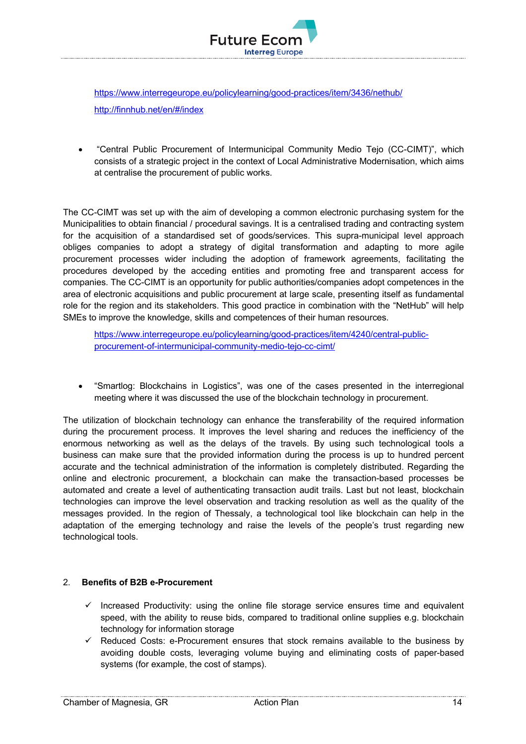https://www.interregeurope.eu/policylearning/good-practices/item/3436/nethub/

http://finnhub.net/en/#/index

- "Central Public Procurement of Intermunicipal Community Medio Tejo (CC-CIMT)", which consists of a strategic project in the context of Local Administrative Modernisation, which aims at centralise the procurement of public works.

The CC-CIMT was set up with the aim of developing a common electronic purchasing system for the Municipalities to obtain financial / procedural savings. It is a centralised trading and contracting system for the acquisition of a standardised set of goods/services. This supra-municipal level approach obliges companies to adopt a strategy of digital transformation and adapting to more agile procurement processes wider including the adoption of framework agreements, facilitating the procedures developed by the acceding entities and promoting free and transparent access for companies. The CC-CIMT is an opportunity for public authorities/companies adopt competences in the area of electronic acquisitions and public procurement at large scale, presenting itself as fundamental role for the region and its stakeholders. This good practice in combination with the "NetHub" will help SMEs to improve the knowledge, skills and competences of their human resources.

https://www.interregeurope.eu/policylearning/good-practices/item/4240/central-public-procurement-of-intermunicipal-community-medio-tejo-cc-cimt/

- "Smartlog: Blockchains in Logistics", was one of the cases presented in the interregional meeting where it was discussed the use of the blockchain technology in procurement.

The utilization of blockchain technology can enhance the transferability of the required information during the procurement process. It improves the level sharing and reduces the inefficiency of the enormous networking as well as the delays of the travels. By using such technological tools a business can make sure that the provided information during the process is up to hundred percent accurate and the technical administration of the information is completely distributed. Regarding the online and electronic procurement, a blockchain can make the transaction-based processes be automated and create a level of authenticating transaction audit trails. Last but not least, blockchain technologies can improve the level observation and tracking resolution as well as the quality of the messages provided. In the region of Thessaly, a technological tool like blockchain can help in the adaptation of the emerging technology and raise the levels of the people's trust regarding new technological tools.

## 2. Benefits of B2B e-Procurement

- ✓ Increased Productivity: using the online file storage service ensures time and equivalent speed, with the ability to reuse bids, compared to traditional online supplies e.g. blockchain technology for information storage
- ✓ Reduced Costs: e-Procurement ensures that stock remains available to the business by avoiding double costs, leveraging volume buying and eliminating costs of paper-based systems (for example, the cost of stamps).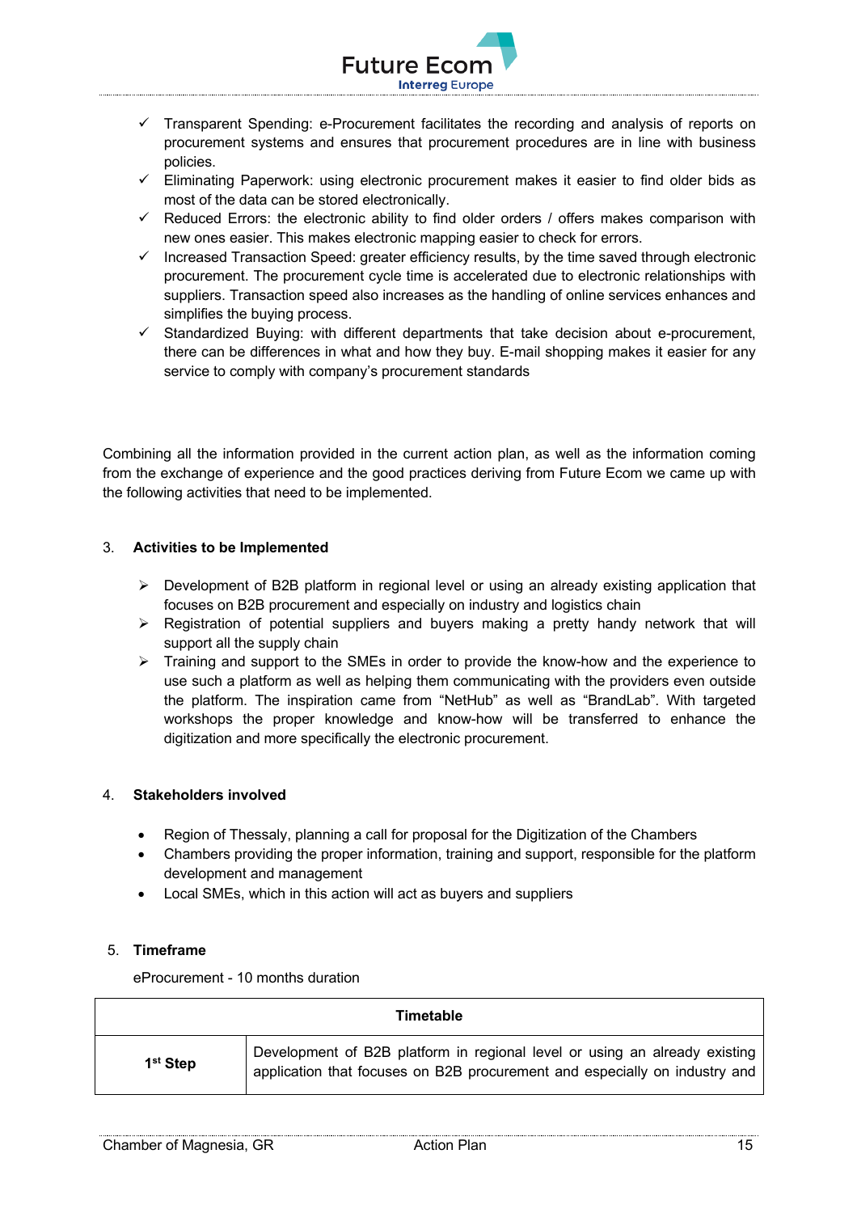- ✓ Transparent Spending: e-Procurement facilitates the recording and analysis of reports on procurement systems and ensures that procurement procedures are in line with business policies.
- ✓ Eliminating Paperwork: using electronic procurement makes it easier to find older bids as most of the data can be stored electronically.
- ✓ Reduced Errors: the electronic ability to find older orders / offers makes comparison with new ones easier. This makes electronic mapping easier to check for errors.
- ✓ Increased Transaction Speed: greater efficiency results, by the time saved through electronic procurement. The procurement cycle time is accelerated due to electronic relationships with suppliers. Transaction speed also increases as the handling of online services enhances and simplifies the buying process.
- ✓ Standardized Buying: with different departments that take decision about e-procurement, there can be differences in what and how they buy. E-mail shopping makes it easier for any service to comply with company's procurement standards

Combining all the information provided in the current action plan, as well as the information coming from the exchange of experience and the good practices deriving from Future Ecom we came up with the following activities that need to be implemented.

## 3. Activities to be Implemented

- ➢ Development of B2B platform in regional level or using an already existing application that focuses on B2B procurement and especially on industry and logistics chain
- ➢ Registration of potential suppliers and buyers making a pretty handy network that will support all the supply chain
- ➢ Training and support to the SMEs in order to provide the know-how and the experience to use such a platform as well as helping them communicating with the providers even outside the platform. The inspiration came from "NetHub" as well as "BrandLab". With targeted workshops the proper knowledge and know-how will be transferred to enhance the digitization and more specifically the electronic procurement.

## 4. Stakeholders involved

- Region of Thessaly, planning a call for proposal for the Digitization of the Chambers
- Chambers providing the proper information, training and support, responsible for the platform development and management
- Local SMEs, which in this action will act as buyers and suppliers

## 5. Timeframe

eProcurement - 10 months duration

| Timetable | |
|---|---|
| **1st Step** | Development of B2B platform in regional level or using an already existing application that focuses on B2B procurement and especially on industry and |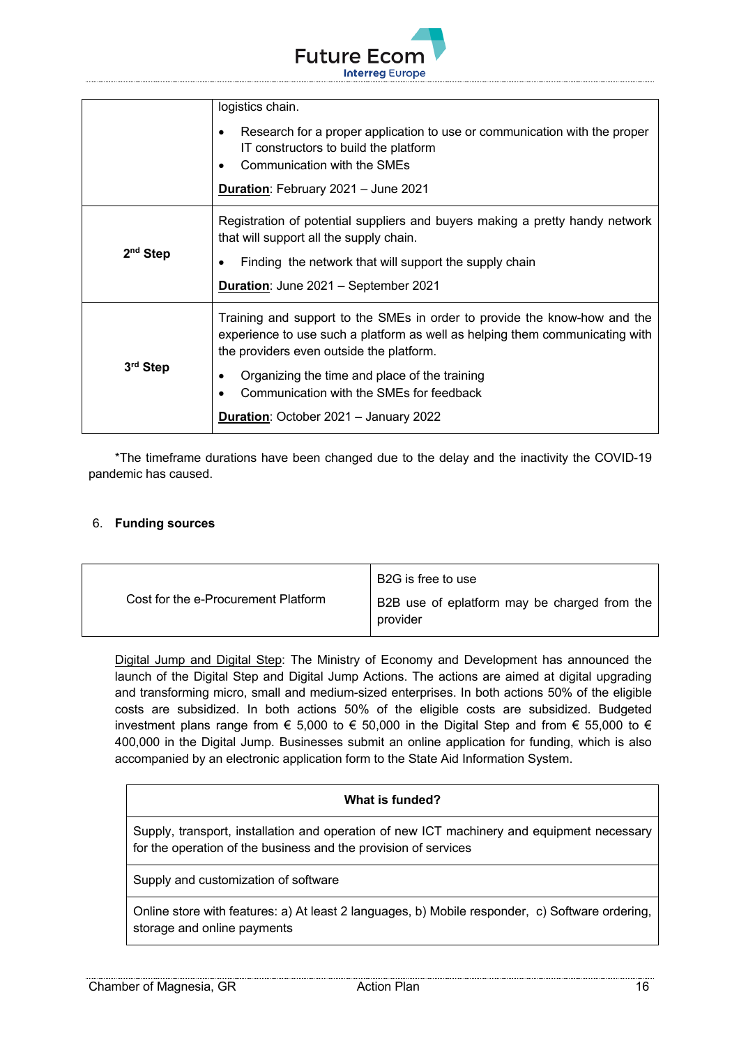| | |
|---|---|
| | logistics chain.<br><br>• Research for a proper application to use or communication with the proper IT constructors to build the platform<br>• Communication with the SMEs<br><br>**Duration**: February 2021 – June 2021 |
| **2nd Step** | Registration of potential suppliers and buyers making a pretty handy network that will support all the supply chain.<br><br>• Finding the network that will support the supply chain<br><br>**Duration**: June 2021 – September 2021 |
| **3rd Step** | Training and support to the SMEs in order to provide the know-how and the experience to use such a platform as well as helping them communicating with the providers even outside the platform.<br><br>• Organizing the time and place of the training<br>• Communication with the SMEs for feedback<br><br>**Duration**: October 2021 – January 2022 |

*The timeframe durations have been changed due to the delay and the inactivity the COVID-19 pandemic has caused.

## 6. Funding sources

| | |
|---|---|
| Cost for the e-Procurement Platform | B2G is free to use<br><br>B2B use of eplatform may be charged from the provider |

Digital Jump and Digital Step: The Ministry of Economy and Development has announced the launch of the Digital Step and Digital Jump Actions. The actions are aimed at digital upgrading and transforming micro, small and medium-sized enterprises. In both actions 50% of the eligible costs are subsidized. In both actions 50% of the eligible costs are subsidized. Budgeted investment plans range from € 5,000 to € 50,000 in the Digital Step and from € 55,000 to € 400,000 in the Digital Jump. Businesses submit an online application for funding, which is also accompanied by an electronic application form to the State Aid Information System.

| **What is funded?** |
|---|
| Supply, transport, installation and operation of new ICT machinery and equipment necessary for the operation of the business and the provision of services |
| Supply and customization of software |
| Online store with features: a) At least 2 languages, b) Mobile responder, c) Software ordering, storage and online payments |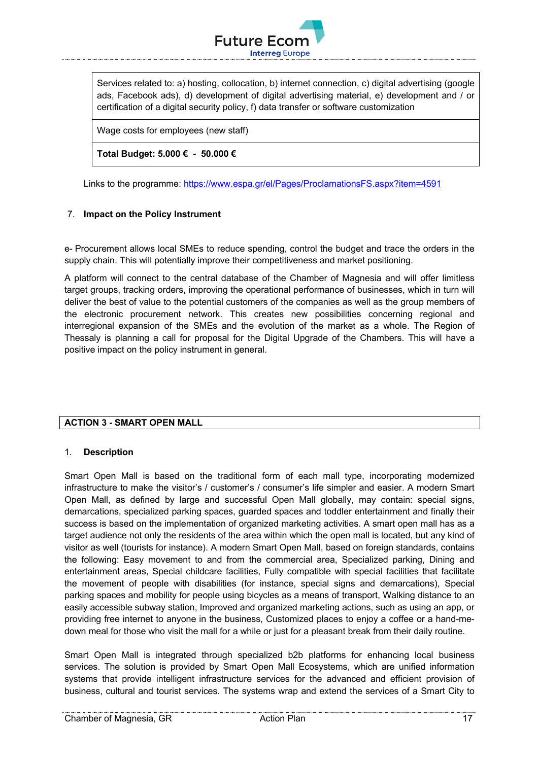| Services related to: a) hosting, collocation, b) internet connection, c) digital advertising (google ads, Facebook ads), d) development of digital advertising material, e) development and / or certification of a digital security policy, f) data transfer or software customization |
|---|
| Wage costs for employees (new staff) |
| **Total Budget: 5.000 € - 50.000 €** |

Links to the programme: [https://www.espa.gr/el/Pages/ProclamationsFS.aspx?item=4591](https://www.espa.gr/el/Pages/ProclamationsFS.aspx?item=4591)

7. **Impact on the Policy Instrument**

e- Procurement allows local SMEs to reduce spending, control the budget and trace the orders in the supply chain. This will potentially improve their competitiveness and market positioning.

A platform will connect to the central database of the Chamber of Magnesia and will offer limitless target groups, tracking orders, improving the operational performance of businesses, which in turn will deliver the best of value to the potential customers of the companies as well as the group members of the electronic procurement network. This creates new possibilities concerning regional and interregional expansion of the SMEs and the evolution of the market as a whole. The Region of Thessaly is planning a call for proposal for the Digital Upgrade of the Chambers. This will have a positive impact on the policy instrument in general.

## ACTION 3 - SMART OPEN MALL

1. **Description**

Smart Open Mall is based on the traditional form of each mall type, incorporating modernized infrastructure to make the visitor's / customer's / consumer's life simpler and easier. A modern Smart Open Mall, as defined by large and successful Open Mall globally, may contain: special signs, demarcations, specialized parking spaces, guarded spaces and toddler entertainment and finally their success is based on the implementation of organized marketing activities. A smart open mall has as a target audience not only the residents of the area within which the open mall is located, but any kind of visitor as well (tourists for instance). A modern Smart Open Mall, based on foreign standards, contains the following: Easy movement to and from the commercial area, Specialized parking, Dining and entertainment areas, Special childcare facilities, Fully compatible with special facilities that facilitate the movement of people with disabilities (for instance, special signs and demarcations), Special parking spaces and mobility for people using bicycles as a means of transport, Walking distance to an easily accessible subway station, Improved and organized marketing actions, such as using an app, or providing free internet to anyone in the business, Customized places to enjoy a coffee or a hand-me-down meal for those who visit the mall for a while or just for a pleasant break from their daily routine.

Smart Open Mall is integrated through specialized b2b platforms for enhancing local business services. The solution is provided by Smart Open Mall Ecosystems, which are unified information systems that provide intelligent infrastructure services for the advanced and efficient provision of business, cultural and tourist services. The systems wrap and extend the services of a Smart City to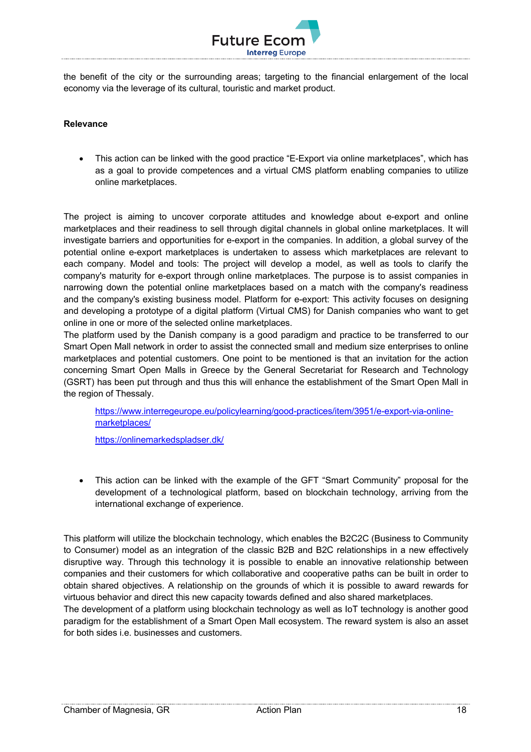the benefit of the city or the surrounding areas; targeting to the financial enlargement of the local economy via the leverage of its cultural, touristic and market product.

**Relevance**

- This action can be linked with the good practice "E-Export via online marketplaces", which has as a goal to provide competences and a virtual CMS platform enabling companies to utilize online marketplaces.

The project is aiming to uncover corporate attitudes and knowledge about e-export and online marketplaces and their readiness to sell through digital channels in global online marketplaces. It will investigate barriers and opportunities for e-export in the companies. In addition, a global survey of the potential online e-export marketplaces is undertaken to assess which marketplaces are relevant to each company. Model and tools: The project will develop a model, as well as tools to clarify the company's maturity for e-export through online marketplaces. The purpose is to assist companies in narrowing down the potential online marketplaces based on a match with the company's readiness and the company's existing business model. Platform for e-export: This activity focuses on designing and developing a prototype of a digital platform (Virtual CMS) for Danish companies who want to get online in one or more of the selected online marketplaces.

The platform used by the Danish company is a good paradigm and practice to be transferred to our Smart Open Mall network in order to assist the connected small and medium size enterprises to online marketplaces and potential customers. One point to be mentioned is that an invitation for the action concerning Smart Open Malls in Greece by the General Secretariat for Research and Technology (GSRT) has been put through and thus this will enhance the establishment of the Smart Open Mall in the region of Thessaly.

https://www.interregeurope.eu/policylearning/good-practices/item/3951/e-export-via-online-marketplaces/

https://onlinemarkedspladser.dk/

- This action can be linked with the example of the GFT "Smart Community" proposal for the development of a technological platform, based on blockchain technology, arriving from the international exchange of experience.

This platform will utilize the blockchain technology, which enables the B2C2C (Business to Community to Consumer) model as an integration of the classic B2B and B2C relationships in a new effectively disruptive way. Through this technology it is possible to enable an innovative relationship between companies and their customers for which collaborative and cooperative paths can be built in order to obtain shared objectives. A relationship on the grounds of which it is possible to award rewards for virtuous behavior and direct this new capacity towards defined and also shared marketplaces.

The development of a platform using blockchain technology as well as IoT technology is another good paradigm for the establishment of a Smart Open Mall ecosystem. The reward system is also an asset for both sides i.e. businesses and customers.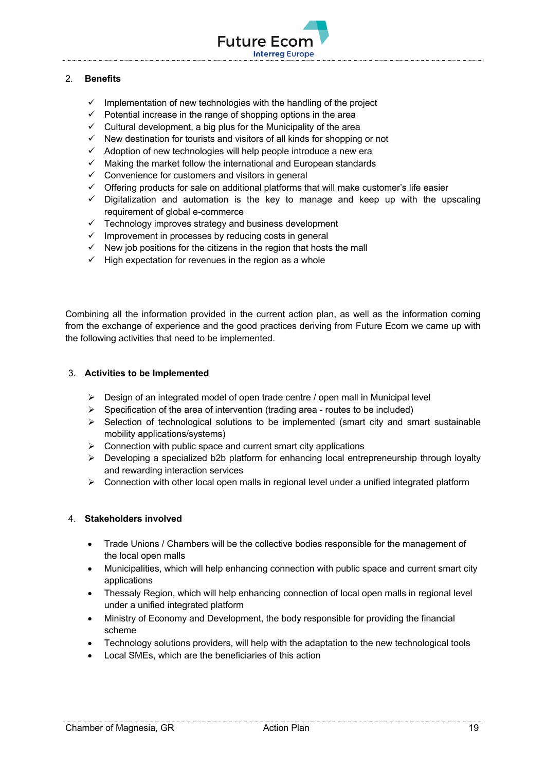## 2. Benefits

- ✓ Implementation of new technologies with the handling of the project
- ✓ Potential increase in the range of shopping options in the area
- ✓ Cultural development, a big plus for the Municipality of the area
- ✓ New destination for tourists and visitors of all kinds for shopping or not
- ✓ Adoption of new technologies will help people introduce a new era
- ✓ Making the market follow the international and European standards
- ✓ Convenience for customers and visitors in general
- ✓ Offering products for sale on additional platforms that will make customer's life easier
- ✓ Digitalization and automation is the key to manage and keep up with the upscaling requirement of global e-commerce
- ✓ Technology improves strategy and business development
- ✓ Improvement in processes by reducing costs in general
- ✓ New job positions for the citizens in the region that hosts the mall
- ✓ High expectation for revenues in the region as a whole

Combining all the information provided in the current action plan, as well as the information coming from the exchange of experience and the good practices deriving from Future Ecom we came up with the following activities that need to be implemented.

## 3. Activities to be Implemented

- ➢ Design of an integrated model of open trade centre / open mall in Municipal level
- ➢ Specification of the area of intervention (trading area - routes to be included)
- ➢ Selection of technological solutions to be implemented (smart city and smart sustainable mobility applications/systems)
- ➢ Connection with public space and current smart city applications
- ➢ Developing a specialized b2b platform for enhancing local entrepreneurship through loyalty and rewarding interaction services
- ➢ Connection with other local open malls in regional level under a unified integrated platform

## 4. Stakeholders involved

- Trade Unions / Chambers will be the collective bodies responsible for the management of the local open malls
- Municipalities, which will help enhancing connection with public space and current smart city applications
- Thessaly Region, which will help enhancing connection of local open malls in regional level under a unified integrated platform
- Ministry of Economy and Development, the body responsible for providing the financial scheme
- Technology solutions providers, will help with the adaptation to the new technological tools
- Local SMEs, which are the beneficiaries of this action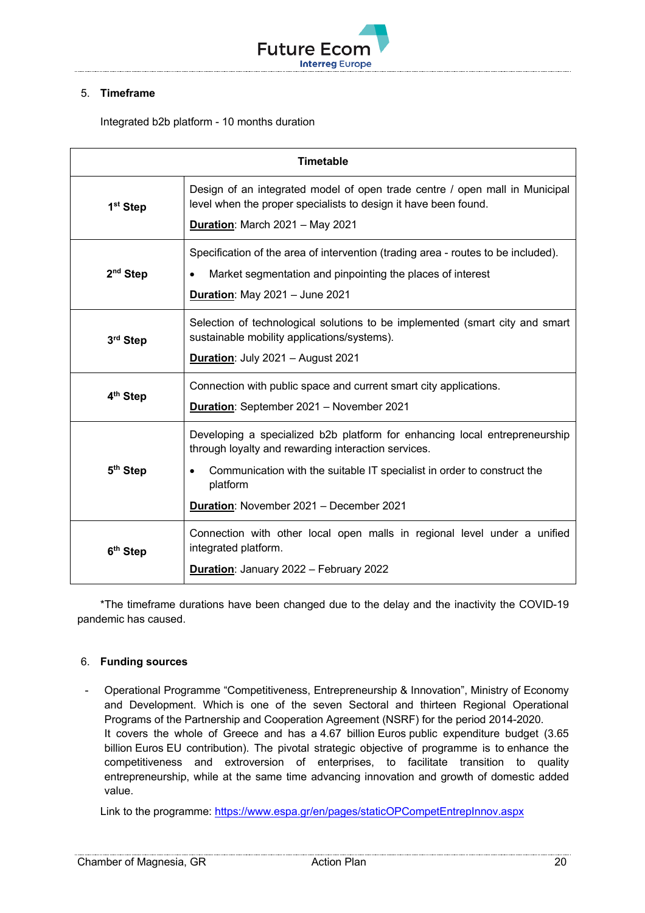5. **Timeframe**

Integrated b2b platform - 10 months duration

| Timetable | |
|---|---|
| **1st Step** | Design of an integrated model of open trade centre / open mall in Municipal level when the proper specialists to design it have been found.<br><br>**Duration**: March 2021 – May 2021 |
| **2nd Step** | Specification of the area of intervention (trading area - routes to be included).<br>• Market segmentation and pinpointing the places of interest<br><br>**Duration**: May 2021 – June 2021 |
| **3rd Step** | Selection of technological solutions to be implemented (smart city and smart sustainable mobility applications/systems).<br><br>**Duration**: July 2021 – August 2021 |
| **4th Step** | Connection with public space and current smart city applications.<br><br>**Duration**: September 2021 – November 2021 |
| **5th Step** | Developing a specialized b2b platform for enhancing local entrepreneurship through loyalty and rewarding interaction services.<br>• Communication with the suitable IT specialist in order to construct the platform<br><br>**Duration**: November 2021 – December 2021 |
| **6th Step** | Connection with other local open malls in regional level under a unified integrated platform.<br><br>**Duration**: January 2022 – February 2022 |

*The timeframe durations have been changed due to the delay and the inactivity the COVID-19 pandemic has caused.

6. **Funding sources**

- Operational Programme “Competitiveness, Entrepreneurship & Innovation”, Ministry of Economy and Development. Which is one of the seven Sectoral and thirteen Regional Operational Programs of the Partnership and Cooperation Agreement (NSRF) for the period 2014-2020.
  It covers the whole of Greece and has a 4.67 billion Euros public expenditure budget (3.65 billion Euros EU contribution). The pivotal strategic objective of programme is to enhance the competitiveness and extroversion of enterprises, to facilitate transition to quality entrepreneurship, while at the same time advancing innovation and growth of domestic added value.

Link to the programme: https://www.espa.gr/en/pages/staticOPCompetEntrepInnov.aspx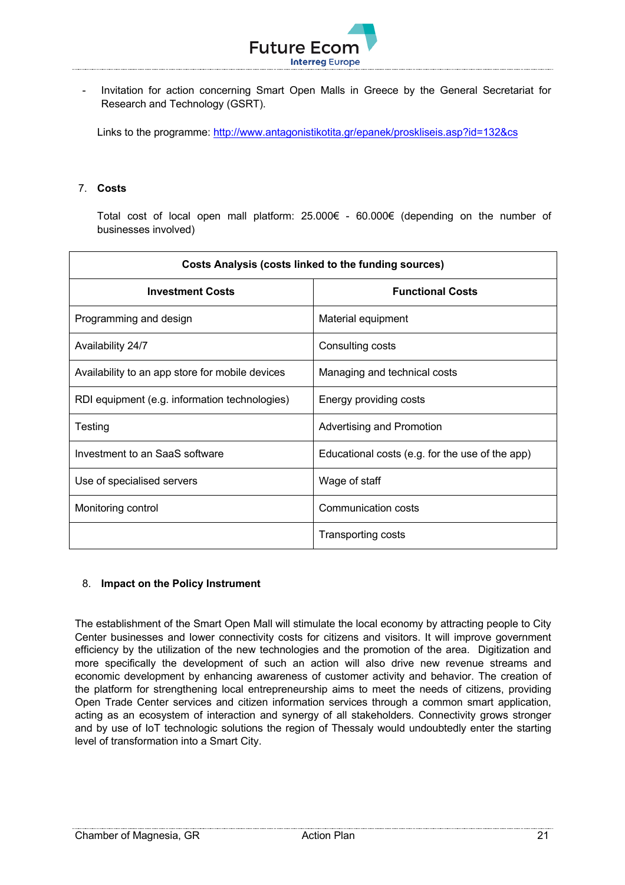- Invitation for action concerning Smart Open Malls in Greece by the General Secretariat for Research and Technology (GSRT).

Links to the programme: http://www.antagonistikotita.gr/epanek/proskliseis.asp?id=132&cs

## 7. Costs

Total cost of local open mall platform: 25.000€ - 60.000€ (depending on the number of businesses involved)

| Costs Analysis (costs linked to the funding sources) | |
|---|---|
| **Investment Costs** | **Functional Costs** |
| Programming and design | Material equipment |
| Availability 24/7 | Consulting costs |
| Availability to an app store for mobile devices | Managing and technical costs |
| RDI equipment (e.g. information technologies) | Energy providing costs |
| Testing | Advertising and Promotion |
| Investment to an SaaS software | Educational costs (e.g. for the use of the app) |
| Use of specialised servers | Wage of staff |
| Monitoring control | Communication costs |
| | Transporting costs |

## 8. Impact on the Policy Instrument

The establishment of the Smart Open Mall will stimulate the local economy by attracting people to City Center businesses and lower connectivity costs for citizens and visitors. It will improve government efficiency by the utilization of the new technologies and the promotion of the area. Digitization and more specifically the development of such an action will also drive new revenue streams and economic development by enhancing awareness of customer activity and behavior. The creation of the platform for strengthening local entrepreneurship aims to meet the needs of citizens, providing Open Trade Center services and citizen information services through a common smart application, acting as an ecosystem of interaction and synergy of all stakeholders. Connectivity grows stronger and by use of IoT technologic solutions the region of Thessaly would undoubtedly enter the starting level of transformation into a Smart City.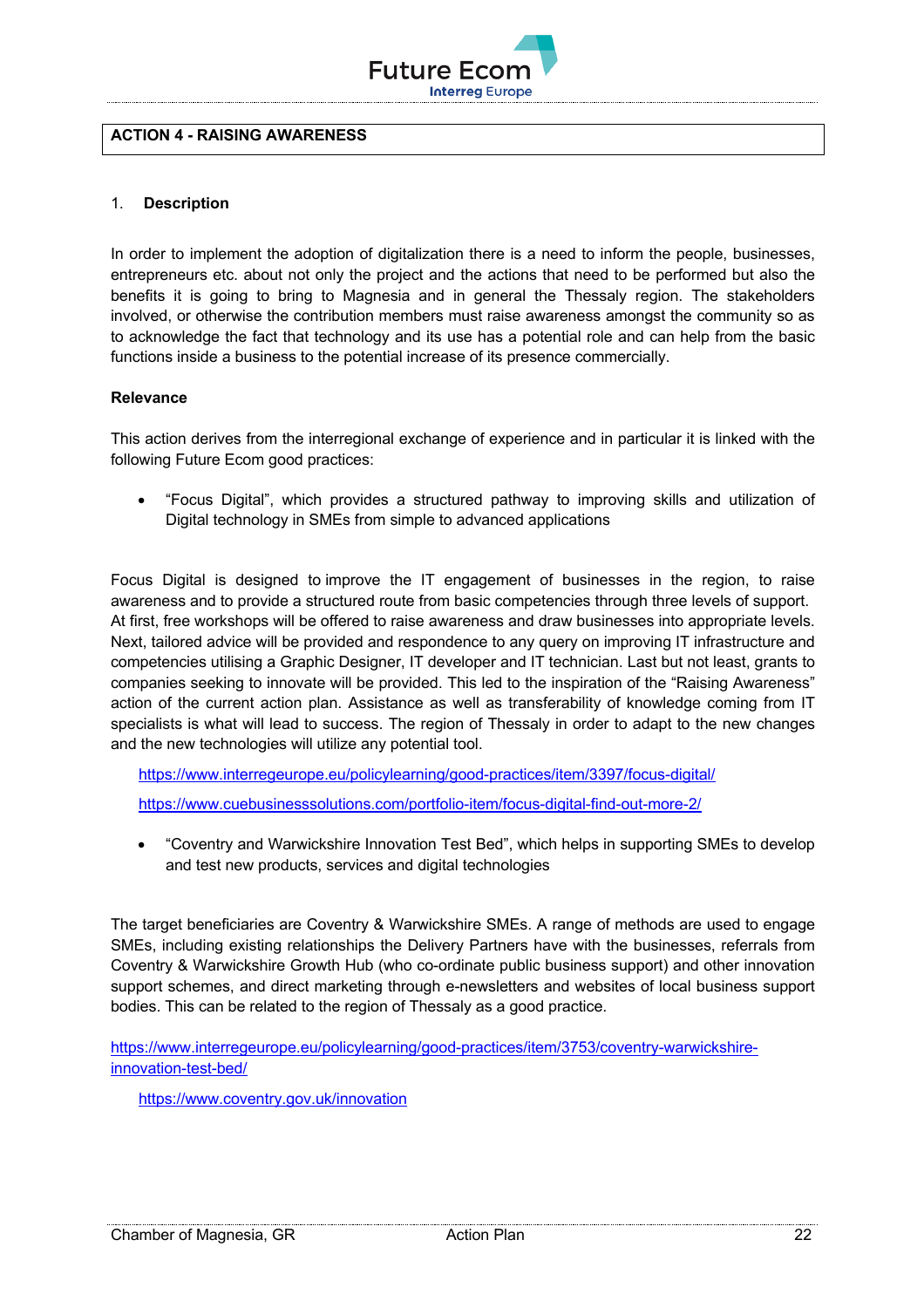## ACTION 4 - RAISING AWARENESS

### 1. Description

In order to implement the adoption of digitalization there is a need to inform the people, businesses, entrepreneurs etc. about not only the project and the actions that need to be performed but also the benefits it is going to bring to Magnesia and in general the Thessaly region. The stakeholders involved, or otherwise the contribution members must raise awareness amongst the community so as to acknowledge the fact that technology and its use has a potential role and can help from the basic functions inside a business to the potential increase of its presence commercially.

**Relevance**

This action derives from the interregional exchange of experience and in particular it is linked with the following Future Ecom good practices:

- "Focus Digital", which provides a structured pathway to improving skills and utilization of Digital technology in SMEs from simple to advanced applications

Focus Digital is designed to improve the IT engagement of businesses in the region, to raise awareness and to provide a structured route from basic competencies through three levels of support. At first, free workshops will be offered to raise awareness and draw businesses into appropriate levels. Next, tailored advice will be provided and respondence to any query on improving IT infrastructure and competencies utilising a Graphic Designer, IT developer and IT technician. Last but not least, grants to companies seeking to innovate will be provided. This led to the inspiration of the "Raising Awareness" action of the current action plan. Assistance as well as transferability of knowledge coming from IT specialists is what will lead to success. The region of Thessaly in order to adapt to the new changes and the new technologies will utilize any potential tool.

https://www.interregeurope.eu/policylearning/good-practices/item/3397/focus-digital/

https://www.cuebusinesssolutions.com/portfolio-item/focus-digital-find-out-more-2/

- "Coventry and Warwickshire Innovation Test Bed", which helps in supporting SMEs to develop and test new products, services and digital technologies

The target beneficiaries are Coventry & Warwickshire SMEs. A range of methods are used to engage SMEs, including existing relationships the Delivery Partners have with the businesses, referrals from Coventry & Warwickshire Growth Hub (who co-ordinate public business support) and other innovation support schemes, and direct marketing through e-newsletters and websites of local business support bodies. This can be related to the region of Thessaly as a good practice.

https://www.interregeurope.eu/policylearning/good-practices/item/3753/coventry-warwickshire-innovation-test-bed/

https://www.coventry.gov.uk/innovation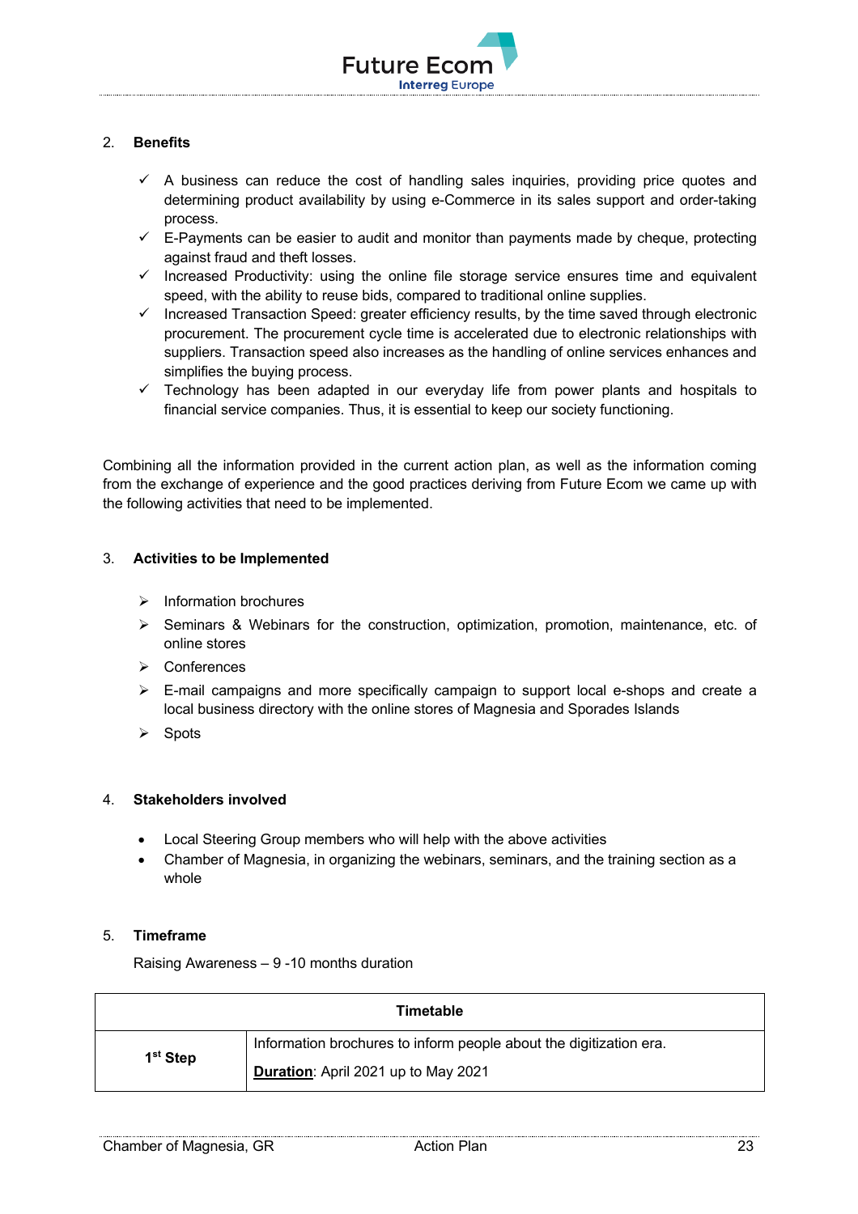## 2. Benefits

- ✓ A business can reduce the cost of handling sales inquiries, providing price quotes and determining product availability by using e-Commerce in its sales support and order-taking process.
- ✓ E-Payments can be easier to audit and monitor than payments made by cheque, protecting against fraud and theft losses.
- ✓ Increased Productivity: using the online file storage service ensures time and equivalent speed, with the ability to reuse bids, compared to traditional online supplies.
- ✓ Increased Transaction Speed: greater efficiency results, by the time saved through electronic procurement. The procurement cycle time is accelerated due to electronic relationships with suppliers. Transaction speed also increases as the handling of online services enhances and simplifies the buying process.
- ✓ Technology has been adapted in our everyday life from power plants and hospitals to financial service companies. Thus, it is essential to keep our society functioning.

Combining all the information provided in the current action plan, as well as the information coming from the exchange of experience and the good practices deriving from Future Ecom we came up with the following activities that need to be implemented.

## 3. Activities to be Implemented

- ➢ Information brochures
- ➢ Seminars & Webinars for the construction, optimization, promotion, maintenance, etc. of online stores
- ➢ Conferences
- ➢ E-mail campaigns and more specifically campaign to support local e-shops and create a local business directory with the online stores of Magnesia and Sporades Islands
- ➢ Spots

## 4. Stakeholders involved

- Local Steering Group members who will help with the above activities
- Chamber of Magnesia, in organizing the webinars, seminars, and the training section as a whole

## 5. Timeframe

Raising Awareness – 9 -10 months duration

| Timetable | |
|---|---|
| **1st Step** | Information brochures to inform people about the digitization era.<br>**Duration**: April 2021 up to May 2021 |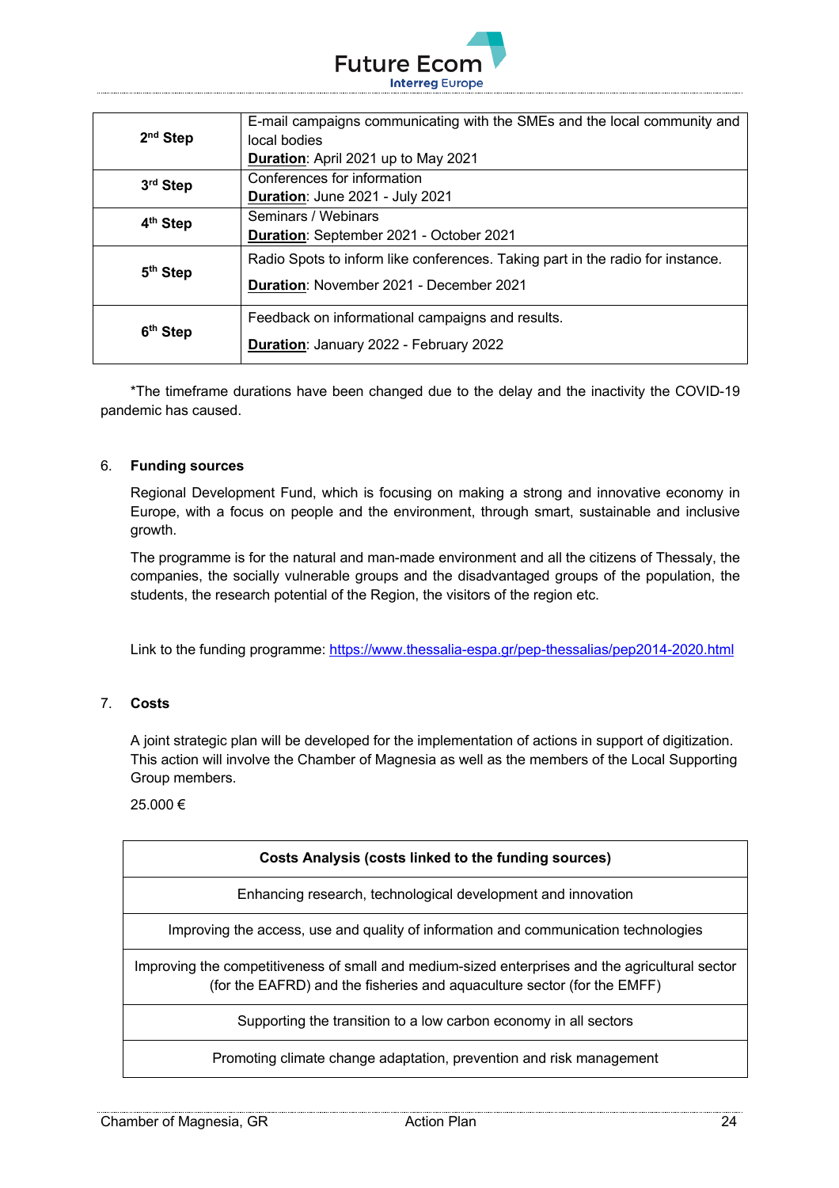| | |
|---|---|
| 2nd Step | E-mail campaigns communicating with the SMEs and the local community and local bodies<br>**Duration**: April 2021 up to May 2021 |
| 3rd Step | Conferences for information<br>**Duration**: June 2021 - July 2021 |
| 4th Step | Seminars / Webinars<br>**Duration**: September 2021 - October 2021 |
| 5th Step | Radio Spots to inform like conferences. Taking part in the radio for instance.<br>**Duration**: November 2021 - December 2021 |
| 6th Step | Feedback on informational campaigns and results.<br>**Duration**: January 2022 - February 2022 |

*The timeframe durations have been changed due to the delay and the inactivity the COVID-19 pandemic has caused.

6. **Funding sources**

Regional Development Fund, which is focusing on making a strong and innovative economy in Europe, with a focus on people and the environment, through smart, sustainable and inclusive growth.

The programme is for the natural and man-made environment and all the citizens of Thessaly, the companies, the socially vulnerable groups and the disadvantaged groups of the population, the students, the research potential of the Region, the visitors of the region etc.

Link to the funding programme: https://www.thessalia-espa.gr/pep-thessalias/pep2014-2020.html

7. **Costs**

A joint strategic plan will be developed for the implementation of actions in support of digitization. This action will involve the Chamber of Magnesia as well as the members of the Local Supporting Group members.

25.000 €

| Costs Analysis (costs linked to the funding sources) |
|---|
| Enhancing research, technological development and innovation |
| Improving the access, use and quality of information and communication technologies |
| Improving the competitiveness of small and medium-sized enterprises and the agricultural sector (for the EAFRD) and the fisheries and aquaculture sector (for the EMFF) |
| Supporting the transition to a low carbon economy in all sectors |
| Promoting climate change adaptation, prevention and risk management |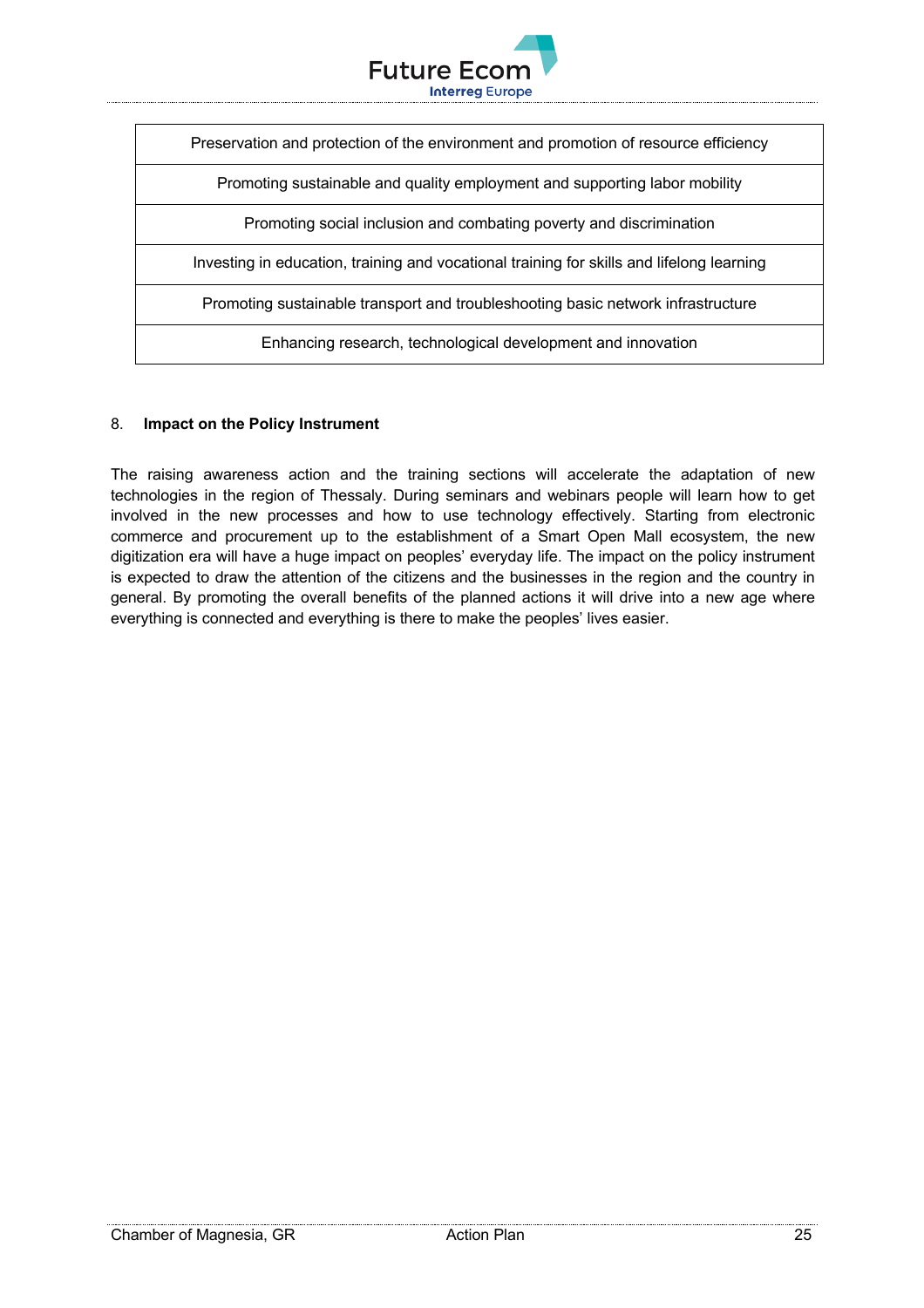| |
|---|
| Preservation and protection of the environment and promotion of resource efficiency |
| Promoting sustainable and quality employment and supporting labor mobility |
| Promoting social inclusion and combating poverty and discrimination |
| Investing in education, training and vocational training for skills and lifelong learning |
| Promoting sustainable transport and troubleshooting basic network infrastructure |
| Enhancing research, technological development and innovation |

8. **Impact on the Policy Instrument**

The raising awareness action and the training sections will accelerate the adaptation of new technologies in the region of Thessaly. During seminars and webinars people will learn how to get involved in the new processes and how to use technology effectively. Starting from electronic commerce and procurement up to the establishment of a Smart Open Mall ecosystem, the new digitization era will have a huge impact on peoples' everyday life. The impact on the policy instrument is expected to draw the attention of the citizens and the businesses in the region and the country in general. By promoting the overall benefits of the planned actions it will drive into a new age where everything is connected and everything is there to make the peoples' lives easier.